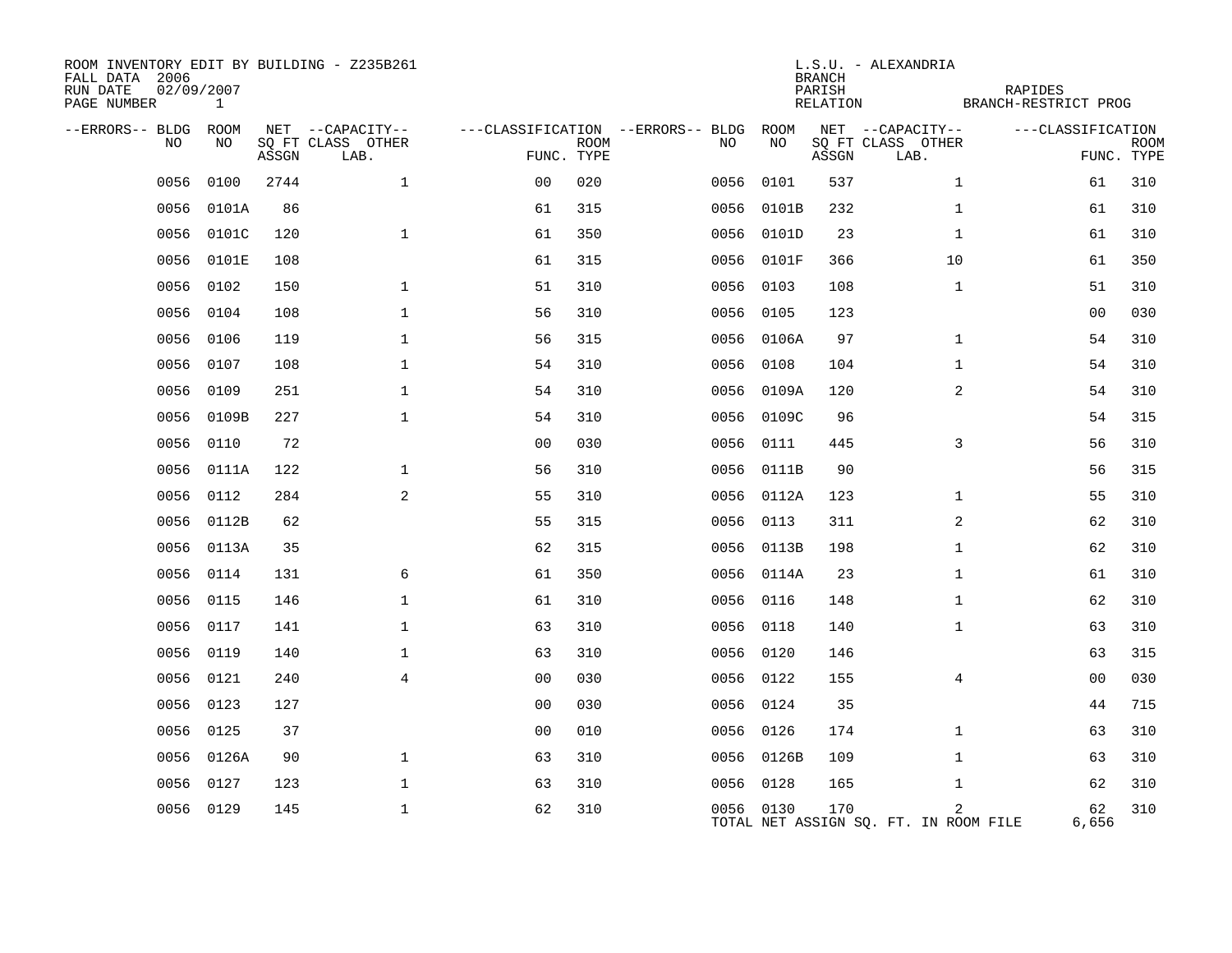ROOM INVENTORY EDIT BY BUILDING - Z235B261
FALL DATA 2006
RUN DATE 02/09/2007
PAGE NUMBER 1

L.S.U. - ALEXANDRIA
BRANCH
PARISH RAPIDES
RELATION BRANCH-RESTRICT PROG

| --ERRORS-- | BLDG NO | ROOM NO | NET SQ FT ASSGN | CAPACITY CLASS LAB. | CAPACITY OTHER | CLASSIFICATION FUNC. | ROOM TYPE | --ERRORS-- | BLDG NO | ROOM NO | NET SQ FT ASSGN | CAPACITY CLASS LAB. | CAPACITY OTHER | CLASSIFICATION FUNC. | ROOM TYPE |
|---|---|---|---|---|---|---|---|---|---|---|---|---|---|---|---|
| | 0056 | 0100 | 2744 | | 1 | 00 | 020 | | 0056 | 0101 | 537 | | 1 | 61 | 310 |
| | 0056 | 0101A | 86 | | | 61 | 315 | | 0056 | 0101B | 232 | | 1 | 61 | 310 |
| | 0056 | 0101C | 120 | | 1 | 61 | 350 | | 0056 | 0101D | 23 | | 1 | 61 | 310 |
| | 0056 | 0101E | 108 | | | 61 | 315 | | 0056 | 0101F | 366 | | 10 | 61 | 350 |
| | 0056 | 0102 | 150 | | 1 | 51 | 310 | | 0056 | 0103 | 108 | | 1 | 51 | 310 |
| | 0056 | 0104 | 108 | | 1 | 56 | 310 | | 0056 | 0105 | 123 | | | 00 | 030 |
| | 0056 | 0106 | 119 | | 1 | 56 | 315 | | 0056 | 0106A | 97 | | 1 | 54 | 310 |
| | 0056 | 0107 | 108 | | 1 | 54 | 310 | | 0056 | 0108 | 104 | | 1 | 54 | 310 |
| | 0056 | 0109 | 251 | | 1 | 54 | 310 | | 0056 | 0109A | 120 | | 2 | 54 | 310 |
| | 0056 | 0109B | 227 | | 1 | 54 | 310 | | 0056 | 0109C | 96 | | | 54 | 315 |
| | 0056 | 0110 | 72 | | | 00 | 030 | | 0056 | 0111 | 445 | | 3 | 56 | 310 |
| | 0056 | 0111A | 122 | | 1 | 56 | 310 | | 0056 | 0111B | 90 | | | 56 | 315 |
| | 0056 | 0112 | 284 | | 2 | 55 | 310 | | 0056 | 0112A | 123 | | 1 | 55 | 310 |
| | 0056 | 0112B | 62 | | | 55 | 315 | | 0056 | 0113 | 311 | | 2 | 62 | 310 |
| | 0056 | 0113A | 35 | | | 62 | 315 | | 0056 | 0113B | 198 | | 1 | 62 | 310 |
| | 0056 | 0114 | 131 | | 6 | 61 | 350 | | 0056 | 0114A | 23 | | 1 | 61 | 310 |
| | 0056 | 0115 | 146 | | 1 | 61 | 310 | | 0056 | 0116 | 148 | | 1 | 62 | 310 |
| | 0056 | 0117 | 141 | | 1 | 63 | 310 | | 0056 | 0118 | 140 | | 1 | 63 | 310 |
| | 0056 | 0119 | 140 | | 1 | 63 | 310 | | 0056 | 0120 | 146 | | | 63 | 315 |
| | 0056 | 0121 | 240 | | 4 | 00 | 030 | | 0056 | 0122 | 155 | | 4 | 00 | 030 |
| | 0056 | 0123 | 127 | | | 00 | 030 | | 0056 | 0124 | 35 | | | 44 | 715 |
| | 0056 | 0125 | 37 | | | 00 | 010 | | 0056 | 0126 | 174 | | 1 | 63 | 310 |
| | 0056 | 0126A | 90 | | 1 | 63 | 310 | | 0056 | 0126B | 109 | | 1 | 63 | 310 |
| | 0056 | 0127 | 123 | | 1 | 63 | 310 | | 0056 | 0128 | 165 | | 1 | 62 | 310 |
| | 0056 | 0129 | 145 | | 1 | 62 | 310 | | 0056 | 0130 | 170 | | 2 | 62 | 310 |

TOTAL NET ASSIGN SQ. FT. IN ROOM FILE 6,656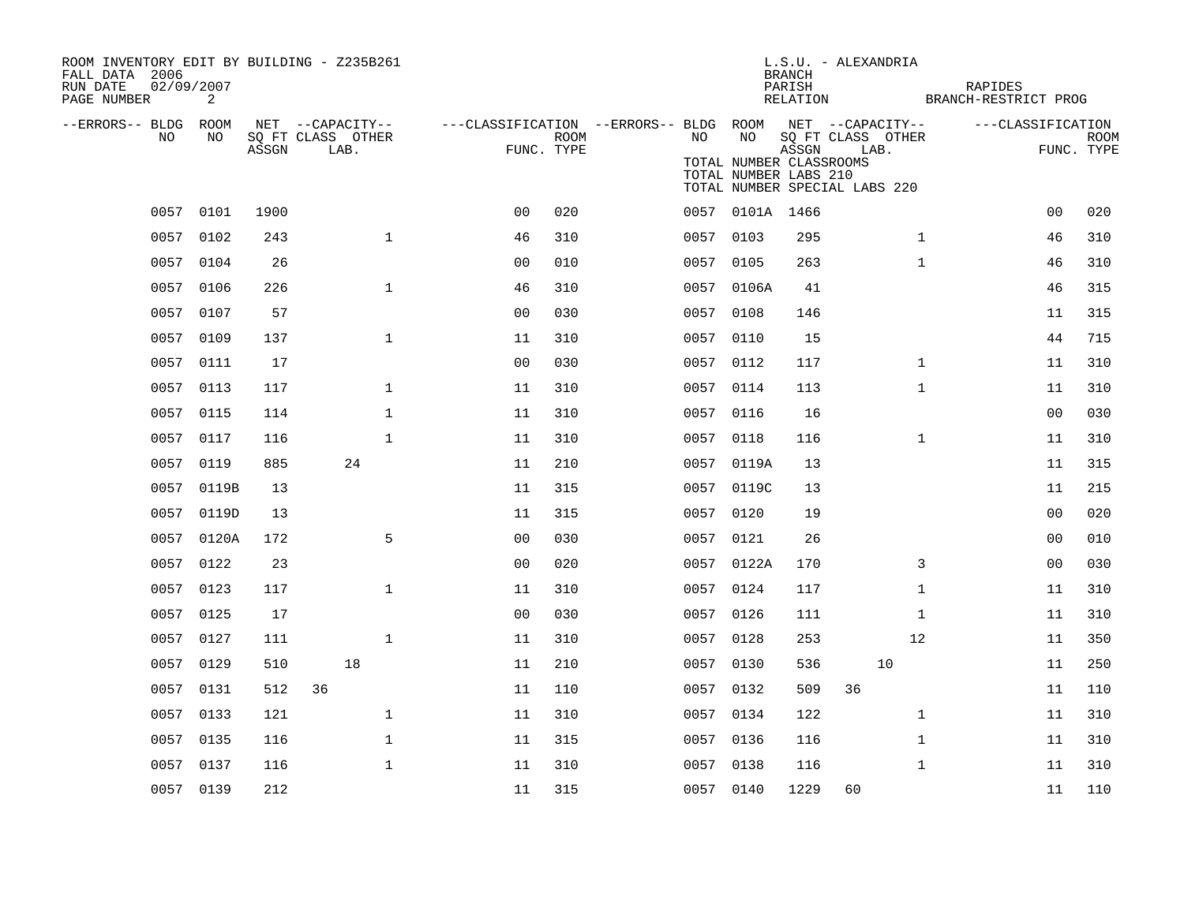ROOM INVENTORY EDIT BY BUILDING - Z235B261
FALL DATA 2006
RUN DATE 02/09/2007

L.S.U. - ALEXANDRIA
BRANCH
PARISH RAPIDES
RELATION BRANCH-RESTRICT PROG

TOTAL NUMBER CLASSROOMS
TOTAL NUMBER LABS 210
TOTAL NUMBER SPECIAL LABS 220

| --ERRORS-- | BLDG NO | ROOM NO | NET SQ FT ASSGN | CAPACITY CLASS | CAPACITY LAB. | CAPACITY OTHER | CLASSIFICATION FUNC. | ROOM TYPE | --ERRORS-- | BLDG NO | ROOM NO | NET SQ FT ASSGN | CAPACITY CLASS | CAPACITY LAB. | CAPACITY OTHER | CLASSIFICATION FUNC. | ROOM TYPE |
|---|---|---|---|---|---|---|---|---|---|---|---|---|---|---|---|---|---|
| | 0057 | 0101 | 1900 | | | | 00 | 020 | | 0057 | 0101A | 1466 | | | | 00 | 020 |
| | 0057 | 0102 | 243 | | | 1 | 46 | 310 | | 0057 | 0103 | 295 | | | 1 | 46 | 310 |
| | 0057 | 0104 | 26 | | | | 00 | 010 | | 0057 | 0105 | 263 | | | 1 | 46 | 310 |
| | 0057 | 0106 | 226 | | | 1 | 46 | 310 | | 0057 | 0106A | 41 | | | | 46 | 315 |
| | 0057 | 0107 | 57 | | | | 00 | 030 | | 0057 | 0108 | 146 | | | | 11 | 315 |
| | 0057 | 0109 | 137 | | | 1 | 11 | 310 | | 0057 | 0110 | 15 | | | | 44 | 715 |
| | 0057 | 0111 | 17 | | | | 00 | 030 | | 0057 | 0112 | 117 | | | 1 | 11 | 310 |
| | 0057 | 0113 | 117 | | | 1 | 11 | 310 | | 0057 | 0114 | 113 | | | 1 | 11 | 310 |
| | 0057 | 0115 | 114 | | | 1 | 11 | 310 | | 0057 | 0116 | 16 | | | | 00 | 030 |
| | 0057 | 0117 | 116 | | | 1 | 11 | 310 | | 0057 | 0118 | 116 | | | 1 | 11 | 310 |
| | 0057 | 0119 | 885 | | 24 | | 11 | 210 | | 0057 | 0119A | 13 | | | | 11 | 315 |
| | 0057 | 0119B | 13 | | | | 11 | 315 | | 0057 | 0119C | 13 | | | | 11 | 215 |
| | 0057 | 0119D | 13 | | | | 11 | 315 | | 0057 | 0120 | 19 | | | | 00 | 020 |
| | 0057 | 0120A | 172 | | | 5 | 00 | 030 | | 0057 | 0121 | 26 | | | | 00 | 010 |
| | 0057 | 0122 | 23 | | | | 00 | 020 | | 0057 | 0122A | 170 | | | 3 | 00 | 030 |
| | 0057 | 0123 | 117 | | | 1 | 11 | 310 | | 0057 | 0124 | 117 | | | 1 | 11 | 310 |
| | 0057 | 0125 | 17 | | | | 00 | 030 | | 0057 | 0126 | 111 | | | 1 | 11 | 310 |
| | 0057 | 0127 | 111 | | | 1 | 11 | 310 | | 0057 | 0128 | 253 | | | 12 | 11 | 350 |
| | 0057 | 0129 | 510 | | 18 | | 11 | 210 | | 0057 | 0130 | 536 | | 10 | | 11 | 250 |
| | 0057 | 0131 | 512 | 36 | | | 11 | 110 | | 0057 | 0132 | 509 | 36 | | | 11 | 110 |
| | 0057 | 0133 | 121 | | | 1 | 11 | 310 | | 0057 | 0134 | 122 | | | 1 | 11 | 310 |
| | 0057 | 0135 | 116 | | | 1 | 11 | 315 | | 0057 | 0136 | 116 | | | 1 | 11 | 310 |
| | 0057 | 0137 | 116 | | | 1 | 11 | 310 | | 0057 | 0138 | 116 | | | 1 | 11 | 310 |
| | 0057 | 0139 | 212 | | | | 11 | 315 | | 0057 | 0140 | 1229 | 60 | | | 11 | 110 |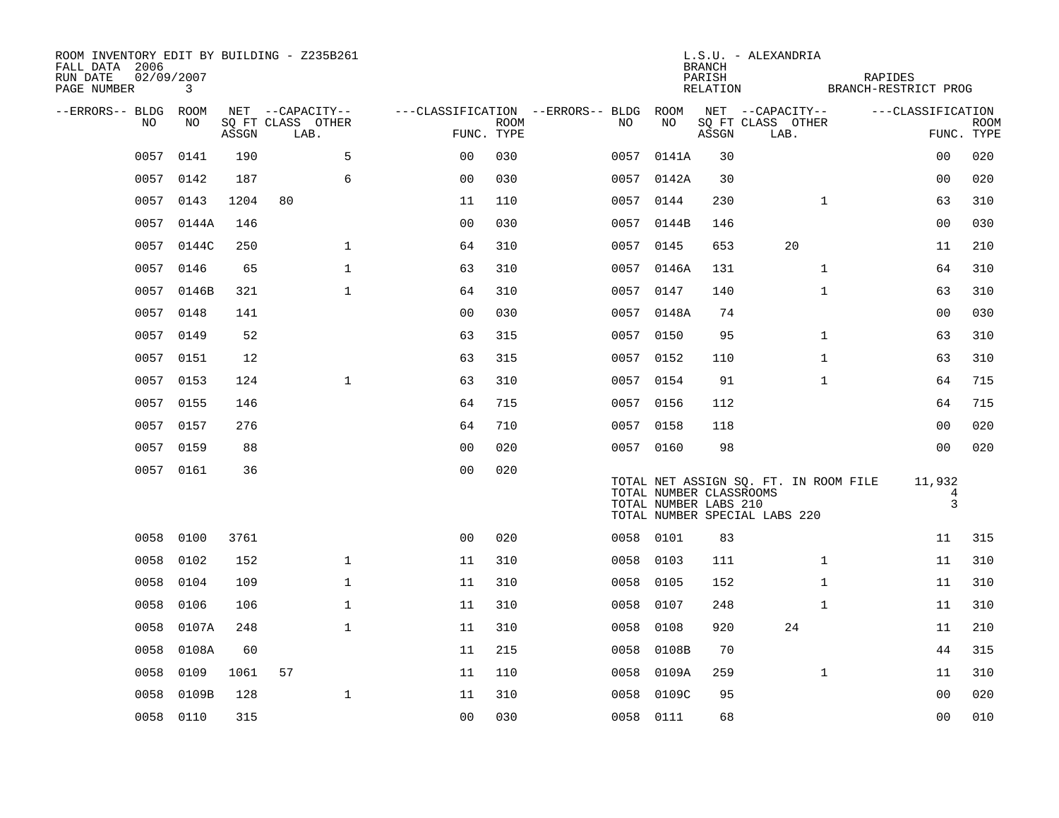ROOM INVENTORY EDIT BY BUILDING - Z235B261
FALL DATA 2006
RUN DATE 02/09/2007

L.S.U. - ALEXANDRIA
BRANCH
PARISH RAPIDES
RELATION BRANCH-RESTRICT PROG

| --ERRORS-- | BLDG NO | ROOM NO | NET SQ FT ASSGN | CAPACITY CLASS LAB. | CAPACITY OTHER | CLASSIFICATION FUNC. | ROOM TYPE | --ERRORS-- | BLDG NO | ROOM NO | NET SQ FT ASSGN | CAPACITY CLASS LAB. | CAPACITY OTHER | CLASSIFICATION FUNC. | ROOM TYPE |
|---|---|---|---|---|---|---|---|---|---|---|---|---|---|---|---|
| | 0057 | 0141 | 190 | | 5 | 00 | 030 | | 0057 | 0141A | 30 | | | 00 | 020 |
| | 0057 | 0142 | 187 | | 6 | 00 | 030 | | 0057 | 0142A | 30 | | | 00 | 020 |
| | 0057 | 0143 | 1204 | 80 | | 11 | 110 | | 0057 | 0144 | 230 | | 1 | 63 | 310 |
| | 0057 | 0144A | 146 | | | 00 | 030 | | 0057 | 0144B | 146 | | | 00 | 030 |
| | 0057 | 0144C | 250 | | 1 | 64 | 310 | | 0057 | 0145 | 653 | 20 | | 11 | 210 |
| | 0057 | 0146 | 65 | | 1 | 63 | 310 | | 0057 | 0146A | 131 | | 1 | 64 | 310 |
| | 0057 | 0146B | 321 | | 1 | 64 | 310 | | 0057 | 0147 | 140 | | 1 | 63 | 310 |
| | 0057 | 0148 | 141 | | | 00 | 030 | | 0057 | 0148A | 74 | | | 00 | 030 |
| | 0057 | 0149 | 52 | | | 63 | 315 | | 0057 | 0150 | 95 | | 1 | 63 | 310 |
| | 0057 | 0151 | 12 | | | 63 | 315 | | 0057 | 0152 | 110 | | 1 | 63 | 310 |
| | 0057 | 0153 | 124 | | 1 | 63 | 310 | | 0057 | 0154 | 91 | | 1 | 64 | 715 |
| | 0057 | 0155 | 146 | | | 64 | 715 | | 0057 | 0156 | 112 | | | 64 | 715 |
| | 0057 | 0157 | 276 | | | 64 | 710 | | 0057 | 0158 | 118 | | | 00 | 020 |
| | 0057 | 0159 | 88 | | | 00 | 020 | | 0057 | 0160 | 98 | | | 00 | 020 |
| | 0057 | 0161 | 36 | | | 00 | 020 | | | | | | | | |

TOTAL NET ASSIGN SQ. FT. IN ROOM FILE 11,932
TOTAL NUMBER CLASSROOMS 4
TOTAL NUMBER LABS 210 3
TOTAL NUMBER SPECIAL LABS 220

| --ERRORS-- | BLDG NO | ROOM NO | NET SQ FT ASSGN | CAPACITY CLASS LAB. | CAPACITY OTHER | CLASSIFICATION FUNC. | ROOM TYPE | --ERRORS-- | BLDG NO | ROOM NO | NET SQ FT ASSGN | CAPACITY CLASS LAB. | CAPACITY OTHER | CLASSIFICATION FUNC. | ROOM TYPE |
|---|---|---|---|---|---|---|---|---|---|---|---|---|---|---|---|
| | 0058 | 0100 | 3761 | | | 00 | 020 | | 0058 | 0101 | 83 | | | 11 | 315 |
| | 0058 | 0102 | 152 | | 1 | 11 | 310 | | 0058 | 0103 | 111 | | 1 | 11 | 310 |
| | 0058 | 0104 | 109 | | 1 | 11 | 310 | | 0058 | 0105 | 152 | | 1 | 11 | 310 |
| | 0058 | 0106 | 106 | | 1 | 11 | 310 | | 0058 | 0107 | 248 | | 1 | 11 | 310 |
| | 0058 | 0107A | 248 | | 1 | 11 | 310 | | 0058 | 0108 | 920 | 24 | | 11 | 210 |
| | 0058 | 0108A | 60 | | | 11 | 215 | | 0058 | 0108B | 70 | | | 44 | 315 |
| | 0058 | 0109 | 1061 | 57 | | 11 | 110 | | 0058 | 0109A | 259 | | 1 | 11 | 310 |
| | 0058 | 0109B | 128 | | 1 | 11 | 310 | | 0058 | 0109C | 95 | | | 00 | 020 |
| | 0058 | 0110 | 315 | | | 00 | 030 | | 0058 | 0111 | 68 | | | 00 | 010 |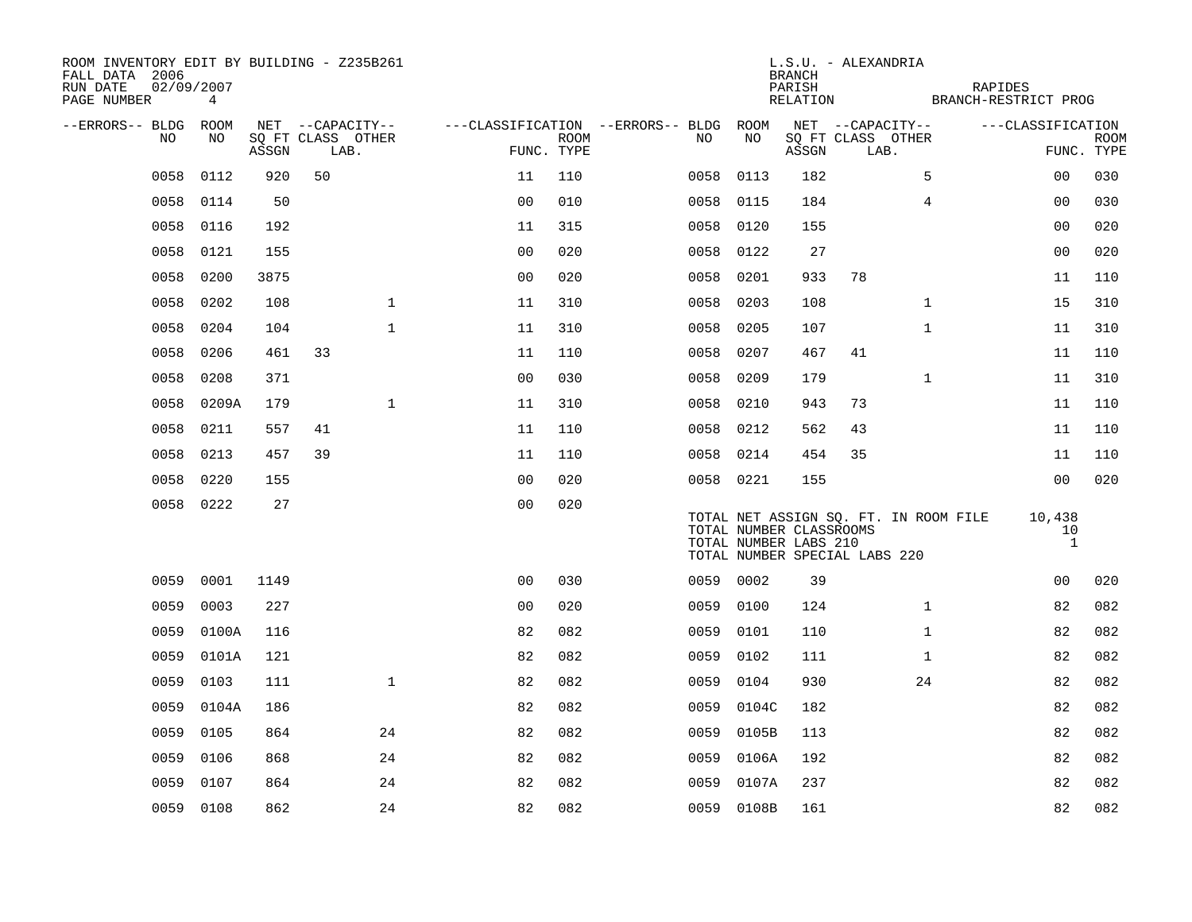ROOM INVENTORY EDIT BY BUILDING - Z235B261
FALL DATA 2006
RUN DATE 02/09/2007
PAGE NUMBER 4

L.S.U. - ALEXANDRIA
BRANCH
PARISH RAPIDES
RELATION BRANCH-RESTRICT PROG

| --ERRORS-- | BLDG NO | ROOM NO | NET SQ FT ASSGN | CAPACITY CLASS LAB. | CAPACITY OTHER | CLASSIFICATION FUNC. | ROOM TYPE | --ERRORS-- | BLDG NO | ROOM NO | NET SQ FT ASSGN | CAPACITY CLASS LAB. | CAPACITY OTHER | CLASSIFICATION FUNC. | ROOM TYPE |
|---|---|---|---|---|---|---|---|---|---|---|---|---|---|---|---|
| | 0058 | 0112 | 920 | 50 | | 11 | 110 | | 0058 | 0113 | 182 | | 5 | 00 | 030 |
| | 0058 | 0114 | 50 | | | 00 | 010 | | 0058 | 0115 | 184 | | 4 | 00 | 030 |
| | 0058 | 0116 | 192 | | | 11 | 315 | | 0058 | 0120 | 155 | | | 00 | 020 |
| | 0058 | 0121 | 155 | | | 00 | 020 | | 0058 | 0122 | 27 | | | 00 | 020 |
| | 0058 | 0200 | 3875 | | | 00 | 020 | | 0058 | 0201 | 933 | 78 | | 11 | 110 |
| | 0058 | 0202 | 108 | | 1 | 11 | 310 | | 0058 | 0203 | 108 | | 1 | 15 | 310 |
| | 0058 | 0204 | 104 | | 1 | 11 | 310 | | 0058 | 0205 | 107 | | 1 | 11 | 310 |
| | 0058 | 0206 | 461 | 33 | | 11 | 110 | | 0058 | 0207 | 467 | 41 | | 11 | 110 |
| | 0058 | 0208 | 371 | | | 00 | 030 | | 0058 | 0209 | 179 | | 1 | 11 | 310 |
| | 0058 | 0209A | 179 | | 1 | 11 | 310 | | 0058 | 0210 | 943 | 73 | | 11 | 110 |
| | 0058 | 0211 | 557 | 41 | | 11 | 110 | | 0058 | 0212 | 562 | 43 | | 11 | 110 |
| | 0058 | 0213 | 457 | 39 | | 11 | 110 | | 0058 | 0214 | 454 | 35 | | 11 | 110 |
| | 0058 | 0220 | 155 | | | 00 | 020 | | 0058 | 0221 | 155 | | | 00 | 020 |
| | 0058 | 0222 | 27 | | | 00 | 020 | | | | | | | | |

TOTAL NET ASSIGN SQ. FT. IN ROOM FILE 10,438
TOTAL NUMBER CLASSROOMS 10
TOTAL NUMBER LABS 210 1
TOTAL NUMBER SPECIAL LABS 220

| --ERRORS-- | BLDG NO | ROOM NO | NET SQ FT ASSGN | CAPACITY CLASS LAB. | CAPACITY OTHER | CLASSIFICATION FUNC. | ROOM TYPE | --ERRORS-- | BLDG NO | ROOM NO | NET SQ FT ASSGN | CAPACITY CLASS LAB. | CAPACITY OTHER | CLASSIFICATION FUNC. | ROOM TYPE |
|---|---|---|---|---|---|---|---|---|---|---|---|---|---|---|---|
| | 0059 | 0001 | 1149 | | | 00 | 030 | | 0059 | 0002 | 39 | | | 00 | 020 |
| | 0059 | 0003 | 227 | | | 00 | 020 | | 0059 | 0100 | 124 | | 1 | 82 | 082 |
| | 0059 | 0100A | 116 | | | 82 | 082 | | 0059 | 0101 | 110 | | 1 | 82 | 082 |
| | 0059 | 0101A | 121 | | | 82 | 082 | | 0059 | 0102 | 111 | | 1 | 82 | 082 |
| | 0059 | 0103 | 111 | | 1 | 82 | 082 | | 0059 | 0104 | 930 | | 24 | 82 | 082 |
| | 0059 | 0104A | 186 | | | 82 | 082 | | 0059 | 0104C | 182 | | | 82 | 082 |
| | 0059 | 0105 | 864 | | 24 | 82 | 082 | | 0059 | 0105B | 113 | | | 82 | 082 |
| | 0059 | 0106 | 868 | | 24 | 82 | 082 | | 0059 | 0106A | 192 | | | 82 | 082 |
| | 0059 | 0107 | 864 | | 24 | 82 | 082 | | 0059 | 0107A | 237 | | | 82 | 082 |
| | 0059 | 0108 | 862 | | 24 | 82 | 082 | | 0059 | 0108B | 161 | | | 82 | 082 |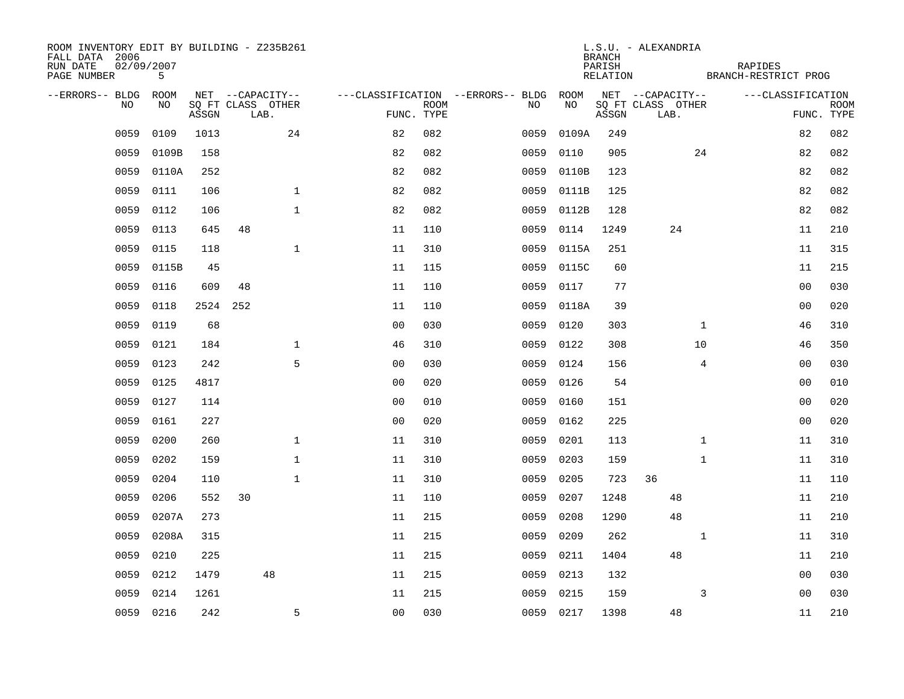ROOM INVENTORY EDIT BY BUILDING - Z235B261
FALL DATA 2006
RUN DATE 02/09/2007

L.S.U. - ALEXANDRIA
BRANCH
PARISH: RAPIDES
RELATION: BRANCH-RESTRICT PROG

| --ERRORS-- | BLDG NO | ROOM NO | NET SQ FT ASSGN | CAPACITY CLASS | CAPACITY LAB. | CAPACITY OTHER | CLASSIFICATION FUNC. | ROOM TYPE | --ERRORS-- | BLDG NO | ROOM NO | NET SQ FT ASSGN | CAPACITY CLASS | CAPACITY LAB. | CAPACITY OTHER | CLASSIFICATION FUNC. | ROOM TYPE |
|---|---|---|---|---|---|---|---|---|---|---|---|---|---|---|---|---|---|
| | 0059 | 0109 | 1013 | | | 24 | 82 | 082 | | 0059 | 0109A | 249 | | | | 82 | 082 |
| | 0059 | 0109B | 158 | | | | 82 | 082 | | 0059 | 0110 | 905 | | | 24 | 82 | 082 |
| | 0059 | 0110A | 252 | | | | 82 | 082 | | 0059 | 0110B | 123 | | | | 82 | 082 |
| | 0059 | 0111 | 106 | | | 1 | 82 | 082 | | 0059 | 0111B | 125 | | | | 82 | 082 |
| | 0059 | 0112 | 106 | | | 1 | 82 | 082 | | 0059 | 0112B | 128 | | | | 82 | 082 |
| | 0059 | 0113 | 645 | 48 | | | 11 | 110 | | 0059 | 0114 | 1249 | | 24 | | 11 | 210 |
| | 0059 | 0115 | 118 | | | 1 | 11 | 310 | | 0059 | 0115A | 251 | | | | 11 | 315 |
| | 0059 | 0115B | 45 | | | | 11 | 115 | | 0059 | 0115C | 60 | | | | 11 | 215 |
| | 0059 | 0116 | 609 | 48 | | | 11 | 110 | | 0059 | 0117 | 77 | | | | 00 | 030 |
| | 0059 | 0118 | 2524 | 252 | | | 11 | 110 | | 0059 | 0118A | 39 | | | | 00 | 020 |
| | 0059 | 0119 | 68 | | | | 00 | 030 | | 0059 | 0120 | 303 | | | 1 | 46 | 310 |
| | 0059 | 0121 | 184 | | | 1 | 46 | 310 | | 0059 | 0122 | 308 | | | 10 | 46 | 350 |
| | 0059 | 0123 | 242 | | | 5 | 00 | 030 | | 0059 | 0124 | 156 | | | 4 | 00 | 030 |
| | 0059 | 0125 | 4817 | | | | 00 | 020 | | 0059 | 0126 | 54 | | | | 00 | 010 |
| | 0059 | 0127 | 114 | | | | 00 | 010 | | 0059 | 0160 | 151 | | | | 00 | 020 |
| | 0059 | 0161 | 227 | | | | 00 | 020 | | 0059 | 0162 | 225 | | | | 00 | 020 |
| | 0059 | 0200 | 260 | | | 1 | 11 | 310 | | 0059 | 0201 | 113 | | | 1 | 11 | 310 |
| | 0059 | 0202 | 159 | | | 1 | 11 | 310 | | 0059 | 0203 | 159 | | | 1 | 11 | 310 |
| | 0059 | 0204 | 110 | | | 1 | 11 | 310 | | 0059 | 0205 | 723 | 36 | | | 11 | 110 |
| | 0059 | 0206 | 552 | 30 | | | 11 | 110 | | 0059 | 0207 | 1248 | | 48 | | 11 | 210 |
| | 0059 | 0207A | 273 | | | | 11 | 215 | | 0059 | 0208 | 1290 | | 48 | | 11 | 210 |
| | 0059 | 0208A | 315 | | | | 11 | 215 | | 0059 | 0209 | 262 | | | 1 | 11 | 310 |
| | 0059 | 0210 | 225 | | | | 11 | 215 | | 0059 | 0211 | 1404 | | 48 | | 11 | 210 |
| | 0059 | 0212 | 1479 | | 48 | | 11 | 215 | | 0059 | 0213 | 132 | | | | 00 | 030 |
| | 0059 | 0214 | 1261 | | | | 11 | 215 | | 0059 | 0215 | 159 | | | 3 | 00 | 030 |
| | 0059 | 0216 | 242 | | | 5 | 00 | 030 | | 0059 | 0217 | 1398 | | 48 | | 11 | 210 |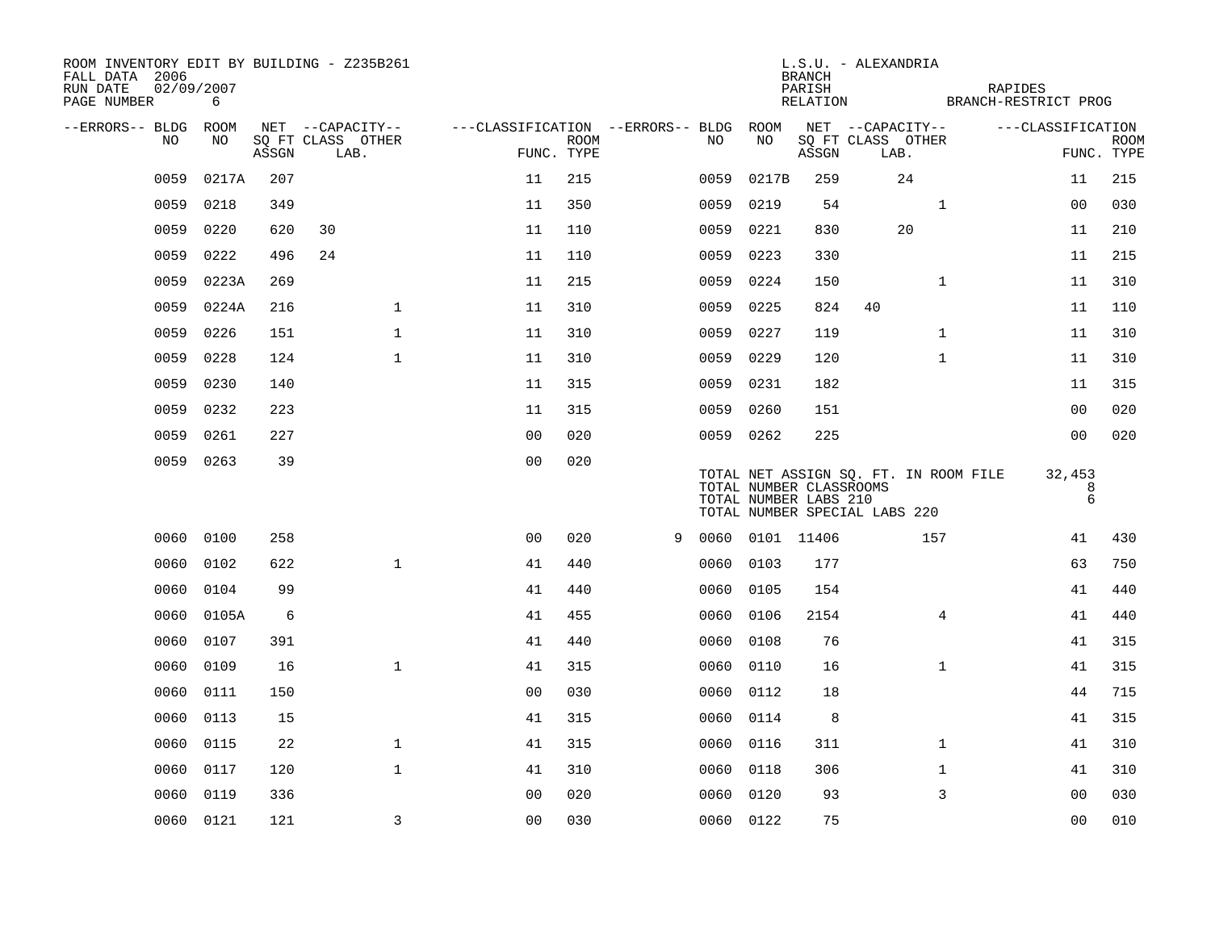ROOM INVENTORY EDIT BY BUILDING - Z235B261
FALL DATA 2006
RUN DATE 02/09/2007
PAGE NUMBER 6

L.S.U. - ALEXANDRIA
BRANCH
PARISH RAPIDES
RELATION BRANCH-RESTRICT PROG

| --ERRORS-- | BLDG NO | ROOM NO | NET SQ FT ASSGN | CAPACITY CLASS | CAPACITY LAB. | CAPACITY OTHER | CLASSIFICATION FUNC. | ROOM TYPE | --ERRORS-- | BLDG NO | ROOM NO | NET SQ FT ASSGN | CAPACITY CLASS | CAPACITY LAB. | CAPACITY OTHER | CLASSIFICATION FUNC. | ROOM TYPE |
|---|---|---|---|---|---|---|---|---|---|---|---|---|---|---|---|---|---|
| | 0059 | 0217A | 207 | | | | 11 | 215 | | 0059 | 0217B | 259 | | 24 | | 11 | 215 |
| | 0059 | 0218 | 349 | | | | 11 | 350 | | 0059 | 0219 | 54 | | | 1 | 00 | 030 |
| | 0059 | 0220 | 620 | 30 | | | 11 | 110 | | 0059 | 0221 | 830 | | 20 | | 11 | 210 |
| | 0059 | 0222 | 496 | 24 | | | 11 | 110 | | 0059 | 0223 | 330 | | | | 11 | 215 |
| | 0059 | 0223A | 269 | | | | 11 | 215 | | 0059 | 0224 | 150 | | | 1 | 11 | 310 |
| | 0059 | 0224A | 216 | | | 1 | 11 | 310 | | 0059 | 0225 | 824 | 40 | | | 11 | 110 |
| | 0059 | 0226 | 151 | | | 1 | 11 | 310 | | 0059 | 0227 | 119 | | | 1 | 11 | 310 |
| | 0059 | 0228 | 124 | | | 1 | 11 | 310 | | 0059 | 0229 | 120 | | | 1 | 11 | 310 |
| | 0059 | 0230 | 140 | | | | 11 | 315 | | 0059 | 0231 | 182 | | | | 11 | 315 |
| | 0059 | 0232 | 223 | | | | 11 | 315 | | 0059 | 0260 | 151 | | | | 00 | 020 |
| | 0059 | 0261 | 227 | | | | 00 | 020 | | 0059 | 0262 | 225 | | | | 00 | 020 |
| | 0059 | 0263 | 39 | | | | 00 | 020 | | | | | | | | | |

TOTAL NET ASSIGN SQ. FT. IN ROOM FILE 32,453
TOTAL NUMBER CLASSROOMS 8
TOTAL NUMBER LABS 210 6
TOTAL NUMBER SPECIAL LABS 220

| --ERRORS-- | BLDG NO | ROOM NO | NET SQ FT ASSGN | CAPACITY CLASS | CAPACITY LAB. | CAPACITY OTHER | CLASSIFICATION FUNC. | ROOM TYPE | --ERRORS-- | BLDG NO | ROOM NO | NET SQ FT ASSGN | CAPACITY CLASS | CAPACITY LAB. | CAPACITY OTHER | CLASSIFICATION FUNC. | ROOM TYPE |
|---|---|---|---|---|---|---|---|---|---|---|---|---|---|---|---|---|---|
| | 0060 | 0100 | 258 | | | | 00 | 020 | 9 | 0060 | 0101 | 11406 | | | 157 | 41 | 430 |
| | 0060 | 0102 | 622 | | | 1 | 41 | 440 | | 0060 | 0103 | 177 | | | | 63 | 750 |
| | 0060 | 0104 | 99 | | | | 41 | 440 | | 0060 | 0105 | 154 | | | | 41 | 440 |
| | 0060 | 0105A | 6 | | | | 41 | 455 | | 0060 | 0106 | 2154 | | | 4 | 41 | 440 |
| | 0060 | 0107 | 391 | | | | 41 | 440 | | 0060 | 0108 | 76 | | | | 41 | 315 |
| | 0060 | 0109 | 16 | | | 1 | 41 | 315 | | 0060 | 0110 | 16 | | | 1 | 41 | 315 |
| | 0060 | 0111 | 150 | | | | 00 | 030 | | 0060 | 0112 | 18 | | | | 44 | 715 |
| | 0060 | 0113 | 15 | | | | 41 | 315 | | 0060 | 0114 | 8 | | | | 41 | 315 |
| | 0060 | 0115 | 22 | | | 1 | 41 | 315 | | 0060 | 0116 | 311 | | | 1 | 41 | 310 |
| | 0060 | 0117 | 120 | | | 1 | 41 | 310 | | 0060 | 0118 | 306 | | | 1 | 41 | 310 |
| | 0060 | 0119 | 336 | | | | 00 | 020 | | 0060 | 0120 | 93 | | | 3 | 00 | 030 |
| | 0060 | 0121 | 121 | | | 3 | 00 | 030 | | 0060 | 0122 | 75 | | | | 00 | 010 |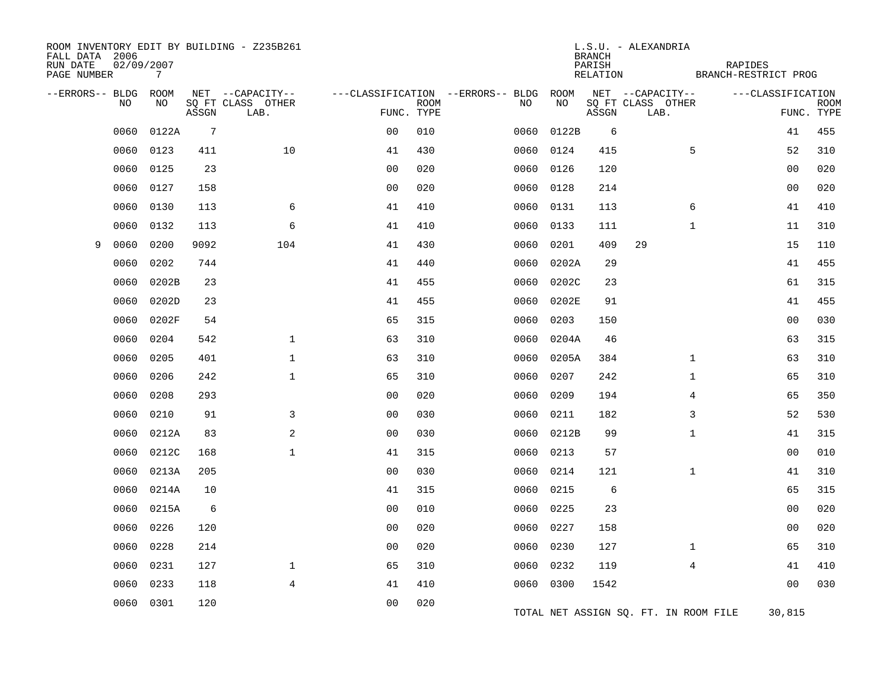ROOM INVENTORY EDIT BY BUILDING - Z235B261
FALL DATA 2006
RUN DATE 02/09/2007

L.S.U. - ALEXANDRIA
BRANCH
PARISH RAPIDES
RELATION BRANCH-RESTRICT PROG

| --ERRORS-- | BLDG NO | ROOM NO | NET SQ FT ASSGN | CAPACITY CLASS LAB. | CAPACITY OTHER | CLASSIFICATION FUNC. | ROOM TYPE | --ERRORS-- | BLDG NO | ROOM NO | NET SQ FT ASSGN | CAPACITY CLASS LAB. | CAPACITY OTHER | CLASSIFICATION FUNC. | ROOM TYPE |
|---|---|---|---|---|---|---|---|---|---|---|---|---|---|---|---|
| | 0060 | 0122A | 7 | | | 00 | 010 | | 0060 | 0122B | 6 | | | 41 | 455 |
| | 0060 | 0123 | 411 | | 10 | 41 | 430 | | 0060 | 0124 | 415 | | 5 | 52 | 310 |
| | 0060 | 0125 | 23 | | | 00 | 020 | | 0060 | 0126 | 120 | | | 00 | 020 |
| | 0060 | 0127 | 158 | | | 00 | 020 | | 0060 | 0128 | 214 | | | 00 | 020 |
| | 0060 | 0130 | 113 | | 6 | 41 | 410 | | 0060 | 0131 | 113 | | 6 | 41 | 410 |
| | 0060 | 0132 | 113 | | 6 | 41 | 410 | | 0060 | 0133 | 111 | | 1 | 11 | 310 |
| 9 | 0060 | 0200 | 9092 | | 104 | 41 | 430 | | 0060 | 0201 | 409 | 29 | | 15 | 110 |
| | 0060 | 0202 | 744 | | | 41 | 440 | | 0060 | 0202A | 29 | | | 41 | 455 |
| | 0060 | 0202B | 23 | | | 41 | 455 | | 0060 | 0202C | 23 | | | 61 | 315 |
| | 0060 | 0202D | 23 | | | 41 | 455 | | 0060 | 0202E | 91 | | | 41 | 455 |
| | 0060 | 0202F | 54 | | | 65 | 315 | | 0060 | 0203 | 150 | | | 00 | 030 |
| | 0060 | 0204 | 542 | | 1 | 63 | 310 | | 0060 | 0204A | 46 | | | 63 | 315 |
| | 0060 | 0205 | 401 | | 1 | 63 | 310 | | 0060 | 0205A | 384 | | 1 | 63 | 310 |
| | 0060 | 0206 | 242 | | 1 | 65 | 310 | | 0060 | 0207 | 242 | | 1 | 65 | 310 |
| | 0060 | 0208 | 293 | | | 00 | 020 | | 0060 | 0209 | 194 | | 4 | 65 | 350 |
| | 0060 | 0210 | 91 | | 3 | 00 | 030 | | 0060 | 0211 | 182 | | 3 | 52 | 530 |
| | 0060 | 0212A | 83 | | 2 | 00 | 030 | | 0060 | 0212B | 99 | | 1 | 41 | 315 |
| | 0060 | 0212C | 168 | | 1 | 41 | 315 | | 0060 | 0213 | 57 | | | 00 | 010 |
| | 0060 | 0213A | 205 | | | 00 | 030 | | 0060 | 0214 | 121 | | 1 | 41 | 310 |
| | 0060 | 0214A | 10 | | | 41 | 315 | | 0060 | 0215 | 6 | | | 65 | 315 |
| | 0060 | 0215A | 6 | | | 00 | 010 | | 0060 | 0225 | 23 | | | 00 | 020 |
| | 0060 | 0226 | 120 | | | 00 | 020 | | 0060 | 0227 | 158 | | | 00 | 020 |
| | 0060 | 0228 | 214 | | | 00 | 020 | | 0060 | 0230 | 127 | | 1 | 65 | 310 |
| | 0060 | 0231 | 127 | | 1 | 65 | 310 | | 0060 | 0232 | 119 | | 4 | 41 | 410 |
| | 0060 | 0233 | 118 | | 4 | 41 | 410 | | 0060 | 0300 | 1542 | | | 00 | 030 |
| | 0060 | 0301 | 120 | | | 00 | 020 | | | | | | | | |

TOTAL NET ASSIGN SQ. FT. IN ROOM FILE 30,815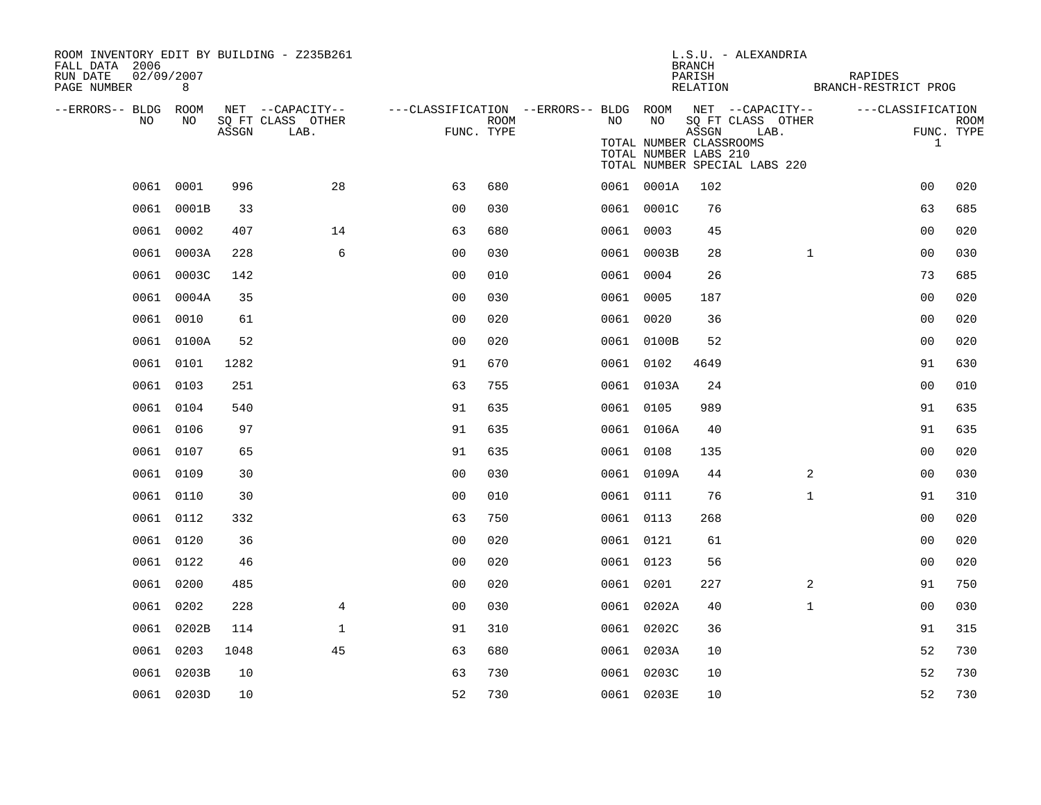ROOM INVENTORY EDIT BY BUILDING - Z235B261
FALL DATA 2006
RUN DATE 02/09/2007
PAGE NUMBER 8

L.S.U. - ALEXANDRIA
BRANCH
PARISH RAPIDES
RELATION BRANCH-RESTRICT PROG

TOTAL NUMBER CLASSROOMS
TOTAL NUMBER LABS 210
TOTAL NUMBER SPECIAL LABS 220 1

| --ERRORS-- | BLDG NO | ROOM NO | NET SQ FT ASSGN | --CAPACITY-- CLASS LAB. | OTHER | ---CLASSIFICATION FUNC. | ROOM TYPE | --ERRORS-- | BLDG NO | ROOM NO | NET SQ FT ASSGN | --CAPACITY-- CLASS LAB. | OTHER | ---CLASSIFICATION FUNC. | ROOM TYPE |
|---|---|---|---|---|---|---|---|---|---|---|---|---|---|---|---|
| | 0061 | 0001 | 996 | | 28 | 63 | 680 | | 0061 | 0001A | 102 | | | 00 | 020 |
| | 0061 | 0001B | 33 | | | 00 | 030 | | 0061 | 0001C | 76 | | | 63 | 685 |
| | 0061 | 0002 | 407 | | 14 | 63 | 680 | | 0061 | 0003 | 45 | | | 00 | 020 |
| | 0061 | 0003A | 228 | | 6 | 00 | 030 | | 0061 | 0003B | 28 | | 1 | 00 | 030 |
| | 0061 | 0003C | 142 | | | 00 | 010 | | 0061 | 0004 | 26 | | | 73 | 685 |
| | 0061 | 0004A | 35 | | | 00 | 030 | | 0061 | 0005 | 187 | | | 00 | 020 |
| | 0061 | 0010 | 61 | | | 00 | 020 | | 0061 | 0020 | 36 | | | 00 | 020 |
| | 0061 | 0100A | 52 | | | 00 | 020 | | 0061 | 0100B | 52 | | | 00 | 020 |
| | 0061 | 0101 | 1282 | | | 91 | 670 | | 0061 | 0102 | 4649 | | | 91 | 630 |
| | 0061 | 0103 | 251 | | | 63 | 755 | | 0061 | 0103A | 24 | | | 00 | 010 |
| | 0061 | 0104 | 540 | | | 91 | 635 | | 0061 | 0105 | 989 | | | 91 | 635 |
| | 0061 | 0106 | 97 | | | 91 | 635 | | 0061 | 0106A | 40 | | | 91 | 635 |
| | 0061 | 0107 | 65 | | | 91 | 635 | | 0061 | 0108 | 135 | | | 00 | 020 |
| | 0061 | 0109 | 30 | | | 00 | 030 | | 0061 | 0109A | 44 | | 2 | 00 | 030 |
| | 0061 | 0110 | 30 | | | 00 | 010 | | 0061 | 0111 | 76 | | 1 | 91 | 310 |
| | 0061 | 0112 | 332 | | | 63 | 750 | | 0061 | 0113 | 268 | | | 00 | 020 |
| | 0061 | 0120 | 36 | | | 00 | 020 | | 0061 | 0121 | 61 | | | 00 | 020 |
| | 0061 | 0122 | 46 | | | 00 | 020 | | 0061 | 0123 | 56 | | | 00 | 020 |
| | 0061 | 0200 | 485 | | | 00 | 020 | | 0061 | 0201 | 227 | | 2 | 91 | 750 |
| | 0061 | 0202 | 228 | | 4 | 00 | 030 | | 0061 | 0202A | 40 | | 1 | 00 | 030 |
| | 0061 | 0202B | 114 | | 1 | 91 | 310 | | 0061 | 0202C | 36 | | | 91 | 315 |
| | 0061 | 0203 | 1048 | | 45 | 63 | 680 | | 0061 | 0203A | 10 | | | 52 | 730 |
| | 0061 | 0203B | 10 | | | 63 | 730 | | 0061 | 0203C | 10 | | | 52 | 730 |
| | 0061 | 0203D | 10 | | | 52 | 730 | | 0061 | 0203E | 10 | | | 52 | 730 |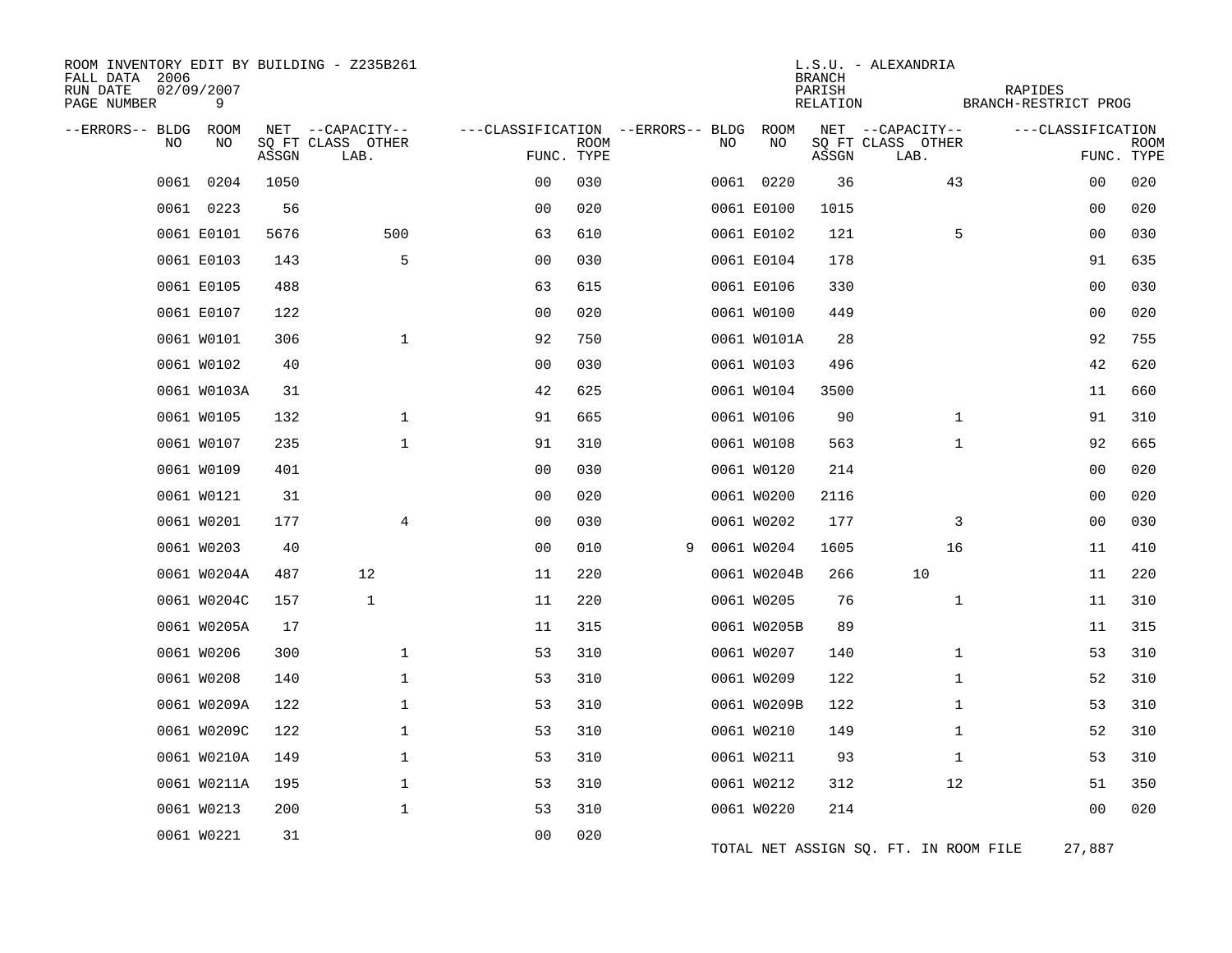ROOM INVENTORY EDIT BY BUILDING - Z235B261
FALL DATA 2006
RUN DATE 02/09/2007
PAGE NUMBER 9

L.S.U. - ALEXANDRIA
BRANCH
PARISH RAPIDES
RELATION BRANCH-RESTRICT PROG

| --ERRORS-- | BLDG NO | ROOM NO | NET SQ FT ASSGN | CAPACITY CLASS LAB. | CAPACITY OTHER | CLASSIFICATION FUNC. | ROOM TYPE | --ERRORS-- | BLDG NO | ROOM NO | NET SQ FT ASSGN | CAPACITY CLASS LAB. | CAPACITY OTHER | CLASSIFICATION FUNC. | ROOM TYPE |
|---|---|---|---|---|---|---|---|---|---|---|---|---|---|---|---|
| | 0061 | 0204 | 1050 | | | 00 | 030 | | 0061 | 0220 | 36 | | 43 | 00 | 020 |
| | 0061 | 0223 | 56 | | | 00 | 020 | | 0061 | E0100 | 1015 | | | 00 | 020 |
| | 0061 | E0101 | 5676 | | 500 | 63 | 610 | | 0061 | E0102 | 121 | | 5 | 00 | 030 |
| | 0061 | E0103 | 143 | | 5 | 00 | 030 | | 0061 | E0104 | 178 | | | 91 | 635 |
| | 0061 | E0105 | 488 | | | 63 | 615 | | 0061 | E0106 | 330 | | | 00 | 030 |
| | 0061 | E0107 | 122 | | | 00 | 020 | | 0061 | W0100 | 449 | | | 00 | 020 |
| | 0061 | W0101 | 306 | | 1 | 92 | 750 | | 0061 | W0101A | 28 | | | 92 | 755 |
| | 0061 | W0102 | 40 | | | 00 | 030 | | 0061 | W0103 | 496 | | | 42 | 620 |
| | 0061 | W0103A | 31 | | | 42 | 625 | | 0061 | W0104 | 3500 | | | 11 | 660 |
| | 0061 | W0105 | 132 | | 1 | 91 | 665 | | 0061 | W0106 | 90 | | 1 | 91 | 310 |
| | 0061 | W0107 | 235 | | 1 | 91 | 310 | | 0061 | W0108 | 563 | | 1 | 92 | 665 |
| | 0061 | W0109 | 401 | | | 00 | 030 | | 0061 | W0120 | 214 | | | 00 | 020 |
| | 0061 | W0121 | 31 | | | 00 | 020 | | 0061 | W0200 | 2116 | | | 00 | 020 |
| | 0061 | W0201 | 177 | | 4 | 00 | 030 | | 0061 | W0202 | 177 | | 3 | 00 | 030 |
| | 0061 | W0203 | 40 | | | 00 | 010 | 9 | 0061 | W0204 | 1605 | | 16 | 11 | 410 |
| | 0061 | W0204A | 487 | 12 | | 11 | 220 | | 0061 | W0204B | 266 | 10 | | 11 | 220 |
| | 0061 | W0204C | 157 | 1 | | 11 | 220 | | 0061 | W0205 | 76 | | 1 | 11 | 310 |
| | 0061 | W0205A | 17 | | | 11 | 315 | | 0061 | W0205B | 89 | | | 11 | 315 |
| | 0061 | W0206 | 300 | | 1 | 53 | 310 | | 0061 | W0207 | 140 | | 1 | 53 | 310 |
| | 0061 | W0208 | 140 | | 1 | 53 | 310 | | 0061 | W0209 | 122 | | 1 | 52 | 310 |
| | 0061 | W0209A | 122 | | 1 | 53 | 310 | | 0061 | W0209B | 122 | | 1 | 53 | 310 |
| | 0061 | W0209C | 122 | | 1 | 53 | 310 | | 0061 | W0210 | 149 | | 1 | 52 | 310 |
| | 0061 | W0210A | 149 | | 1 | 53 | 310 | | 0061 | W0211 | 93 | | 1 | 53 | 310 |
| | 0061 | W0211A | 195 | | 1 | 53 | 310 | | 0061 | W0212 | 312 | | 12 | 51 | 350 |
| | 0061 | W0213 | 200 | | 1 | 53 | 310 | | 0061 | W0220 | 214 | | | 00 | 020 |
| | 0061 | W0221 | 31 | | | 00 | 020 | | | | | | | | |

TOTAL NET ASSIGN SQ. FT. IN ROOM FILE 27,887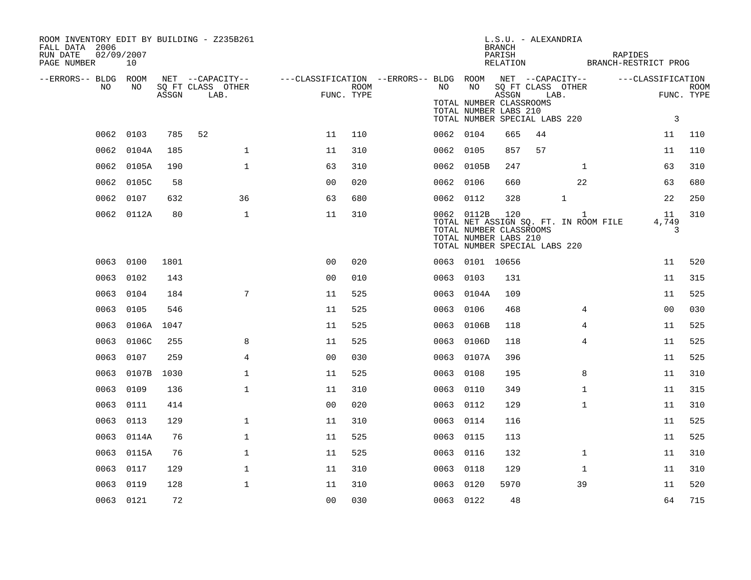ROOM INVENTORY EDIT BY BUILDING - Z235B261
FALL DATA 2006
RUN DATE 02/09/2007
PAGE NUMBER 10

L.S.U. - ALEXANDRIA
BRANCH
PARISH RAPIDES
RELATION BRANCH-RESTRICT PROG

| --ERRORS-- | BLDG NO | ROOM NO | NET SQ FT ASSGN | CAPACITY CLASS LAB. | CAPACITY OTHER | CLASSIFICATION FUNC. | ROOM TYPE | --ERRORS-- | BLDG NO | ROOM NO | NET SQ FT ASSGN | CAPACITY CLASS LAB. | CAPACITY OTHER | CLASSIFICATION FUNC. | ROOM TYPE |
|---|---|---|---|---|---|---|---|---|---|---|---|---|---|---|---|
| | | | | | | | | | TOTAL NUMBER CLASSROOMS | | | | | | |
| | | | | | | | | | TOTAL NUMBER LABS 210 | | | | | | |
| | | | | | | | | | TOTAL NUMBER SPECIAL LABS 220 | | | | | 3 | |
| | 0062 | 0103 | 785 | 52 | | 11 | 110 | | 0062 | 0104 | 665 | 44 | | 11 | 110 |
| | 0062 | 0104A | 185 | | 1 | 11 | 310 | | 0062 | 0105 | 857 | 57 | | 11 | 110 |
| | 0062 | 0105A | 190 | | 1 | 63 | 310 | | 0062 | 0105B | 247 | | 1 | 63 | 310 |
| | 0062 | 0105C | 58 | | | 00 | 020 | | 0062 | 0106 | 660 | | 22 | 63 | 680 |
| | 0062 | 0107 | 632 | | 36 | 63 | 680 | | 0062 | 0112 | 328 | 1 | | 22 | 250 |
| | 0062 | 0112A | 80 | | 1 | 11 | 310 | | 0062 | 0112B | 120 | | 1 | 11 | 310 |
| | | | | | | | | | TOTAL NET ASSIGN SQ. FT. IN ROOM FILE | | | | | 4,749 | |
| | | | | | | | | | TOTAL NUMBER CLASSROOMS | | | | | 3 | |
| | | | | | | | | | TOTAL NUMBER LABS 210 | | | | | | |
| | | | | | | | | | TOTAL NUMBER SPECIAL LABS 220 | | | | | | |
| | 0063 | 0100 | 1801 | | | 00 | 020 | | 0063 | 0101 | 10656 | | | 11 | 520 |
| | 0063 | 0102 | 143 | | | 00 | 010 | | 0063 | 0103 | 131 | | | 11 | 315 |
| | 0063 | 0104 | 184 | | 7 | 11 | 525 | | 0063 | 0104A | 109 | | | 11 | 525 |
| | 0063 | 0105 | 546 | | | 11 | 525 | | 0063 | 0106 | 468 | | 4 | 00 | 030 |
| | 0063 | 0106A | 1047 | | | 11 | 525 | | 0063 | 0106B | 118 | | 4 | 11 | 525 |
| | 0063 | 0106C | 255 | | 8 | 11 | 525 | | 0063 | 0106D | 118 | | 4 | 11 | 525 |
| | 0063 | 0107 | 259 | | 4 | 00 | 030 | | 0063 | 0107A | 396 | | | 11 | 525 |
| | 0063 | 0107B | 1030 | | 1 | 11 | 525 | | 0063 | 0108 | 195 | | 8 | 11 | 310 |
| | 0063 | 0109 | 136 | | 1 | 11 | 310 | | 0063 | 0110 | 349 | | 1 | 11 | 315 |
| | 0063 | 0111 | 414 | | | 00 | 020 | | 0063 | 0112 | 129 | | 1 | 11 | 310 |
| | 0063 | 0113 | 129 | | 1 | 11 | 310 | | 0063 | 0114 | 116 | | | 11 | 525 |
| | 0063 | 0114A | 76 | | 1 | 11 | 525 | | 0063 | 0115 | 113 | | | 11 | 525 |
| | 0063 | 0115A | 76 | | 1 | 11 | 525 | | 0063 | 0116 | 132 | | 1 | 11 | 310 |
| | 0063 | 0117 | 129 | | 1 | 11 | 310 | | 0063 | 0118 | 129 | | 1 | 11 | 310 |
| | 0063 | 0119 | 128 | | 1 | 11 | 310 | | 0063 | 0120 | 5970 | | 39 | 11 | 520 |
| | 0063 | 0121 | 72 | | | 00 | 030 | | 0063 | 0122 | 48 | | | 64 | 715 |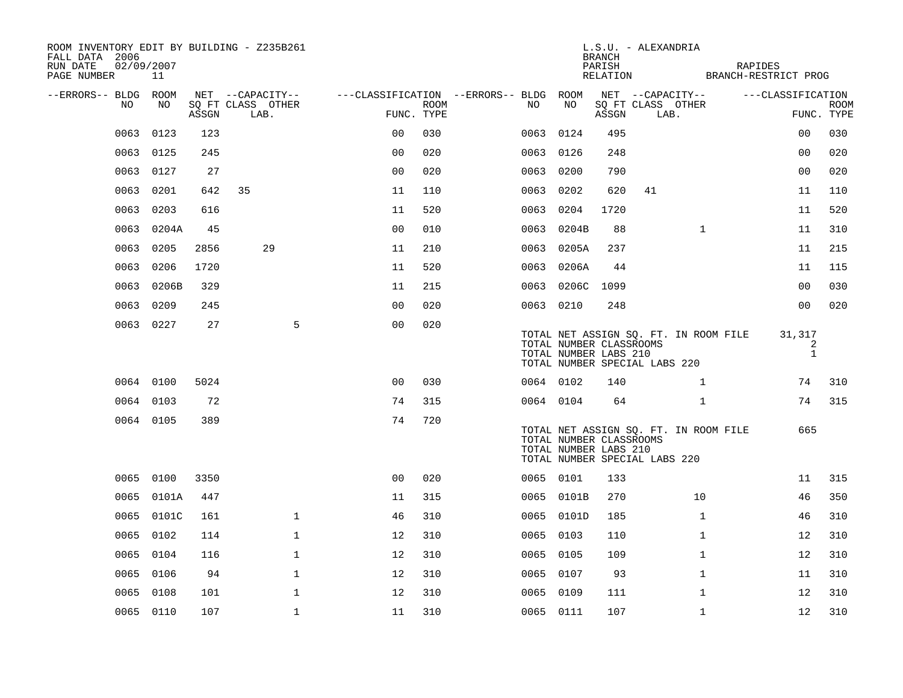ROOM INVENTORY EDIT BY BUILDING - Z235B261
FALL DATA 2006
RUN DATE 02/09/2007
PAGE NUMBER 11

L.S.U. - ALEXANDRIA
BRANCH
PARISH RAPIDES
RELATION BRANCH-RESTRICT PROG

| --ERRORS-- | BLDG NO | ROOM NO | NET SQ FT ASSGN | CAPACITY CLASS LAB. | CAPACITY OTHER | CLASSIFICATION FUNC. | ROOM TYPE | --ERRORS-- | BLDG NO | ROOM NO | NET SQ FT ASSGN | CAPACITY CLASS LAB. | CAPACITY OTHER | CLASSIFICATION FUNC. | ROOM TYPE |
|---|---|---|---|---|---|---|---|---|---|---|---|---|---|---|---|
| | 0063 | 0123 | 123 | | | 00 | 030 | | 0063 | 0124 | 495 | | | 00 | 030 |
| | 0063 | 0125 | 245 | | | 00 | 020 | | 0063 | 0126 | 248 | | | 00 | 020 |
| | 0063 | 0127 | 27 | | | 00 | 020 | | 0063 | 0200 | 790 | | | 00 | 020 |
| | 0063 | 0201 | 642 | 35 | | 11 | 110 | | 0063 | 0202 | 620 | 41 | | 11 | 110 |
| | 0063 | 0203 | 616 | | | 11 | 520 | | 0063 | 0204 | 1720 | | | 11 | 520 |
| | 0063 | 0204A | 45 | | | 00 | 010 | | 0063 | 0204B | 88 | | 1 | 11 | 310 |
| | 0063 | 0205 | 2856 | 29 | | 11 | 210 | | 0063 | 0205A | 237 | | | 11 | 215 |
| | 0063 | 0206 | 1720 | | | 11 | 520 | | 0063 | 0206A | 44 | | | 11 | 115 |
| | 0063 | 0206B | 329 | | | 11 | 215 | | 0063 | 0206C | 1099 | | | 00 | 030 |
| | 0063 | 0209 | 245 | | | 00 | 020 | | 0063 | 0210 | 248 | | | 00 | 020 |
| | 0063 | 0227 | 27 | | 5 | 00 | 020 | | | | | | | | |

TOTAL NET ASSIGN SQ. FT. IN ROOM FILE 31,317
TOTAL NUMBER CLASSROOMS 2
TOTAL NUMBER LABS 210 1
TOTAL NUMBER SPECIAL LABS 220

| --ERRORS-- | BLDG NO | ROOM NO | NET SQ FT ASSGN | CAPACITY CLASS LAB. | CAPACITY OTHER | CLASSIFICATION FUNC. | ROOM TYPE | --ERRORS-- | BLDG NO | ROOM NO | NET SQ FT ASSGN | CAPACITY CLASS LAB. | CAPACITY OTHER | CLASSIFICATION FUNC. | ROOM TYPE |
|---|---|---|---|---|---|---|---|---|---|---|---|---|---|---|---|
| | 0064 | 0100 | 5024 | | | 00 | 030 | | 0064 | 0102 | 140 | | 1 | 74 | 310 |
| | 0064 | 0103 | 72 | | | 74 | 315 | | 0064 | 0104 | 64 | | 1 | 74 | 315 |
| | 0064 | 0105 | 389 | | | 74 | 720 | | | | | | | | |

TOTAL NET ASSIGN SQ. FT. IN ROOM FILE 665
TOTAL NUMBER CLASSROOMS
TOTAL NUMBER LABS 210
TOTAL NUMBER SPECIAL LABS 220

| --ERRORS-- | BLDG NO | ROOM NO | NET SQ FT ASSGN | CAPACITY CLASS LAB. | CAPACITY OTHER | CLASSIFICATION FUNC. | ROOM TYPE | --ERRORS-- | BLDG NO | ROOM NO | NET SQ FT ASSGN | CAPACITY CLASS LAB. | CAPACITY OTHER | CLASSIFICATION FUNC. | ROOM TYPE |
|---|---|---|---|---|---|---|---|---|---|---|---|---|---|---|---|
| | 0065 | 0100 | 3350 | | | 00 | 020 | | 0065 | 0101 | 133 | | | 11 | 315 |
| | 0065 | 0101A | 447 | | | 11 | 315 | | 0065 | 0101B | 270 | | 10 | 46 | 350 |
| | 0065 | 0101C | 161 | | 1 | 46 | 310 | | 0065 | 0101D | 185 | | 1 | 46 | 310 |
| | 0065 | 0102 | 114 | | 1 | 12 | 310 | | 0065 | 0103 | 110 | | 1 | 12 | 310 |
| | 0065 | 0104 | 116 | | 1 | 12 | 310 | | 0065 | 0105 | 109 | | 1 | 12 | 310 |
| | 0065 | 0106 | 94 | | 1 | 12 | 310 | | 0065 | 0107 | 93 | | 1 | 11 | 310 |
| | 0065 | 0108 | 101 | | 1 | 12 | 310 | | 0065 | 0109 | 111 | | 1 | 12 | 310 |
| | 0065 | 0110 | 107 | | 1 | 11 | 310 | | 0065 | 0111 | 107 | | 1 | 12 | 310 |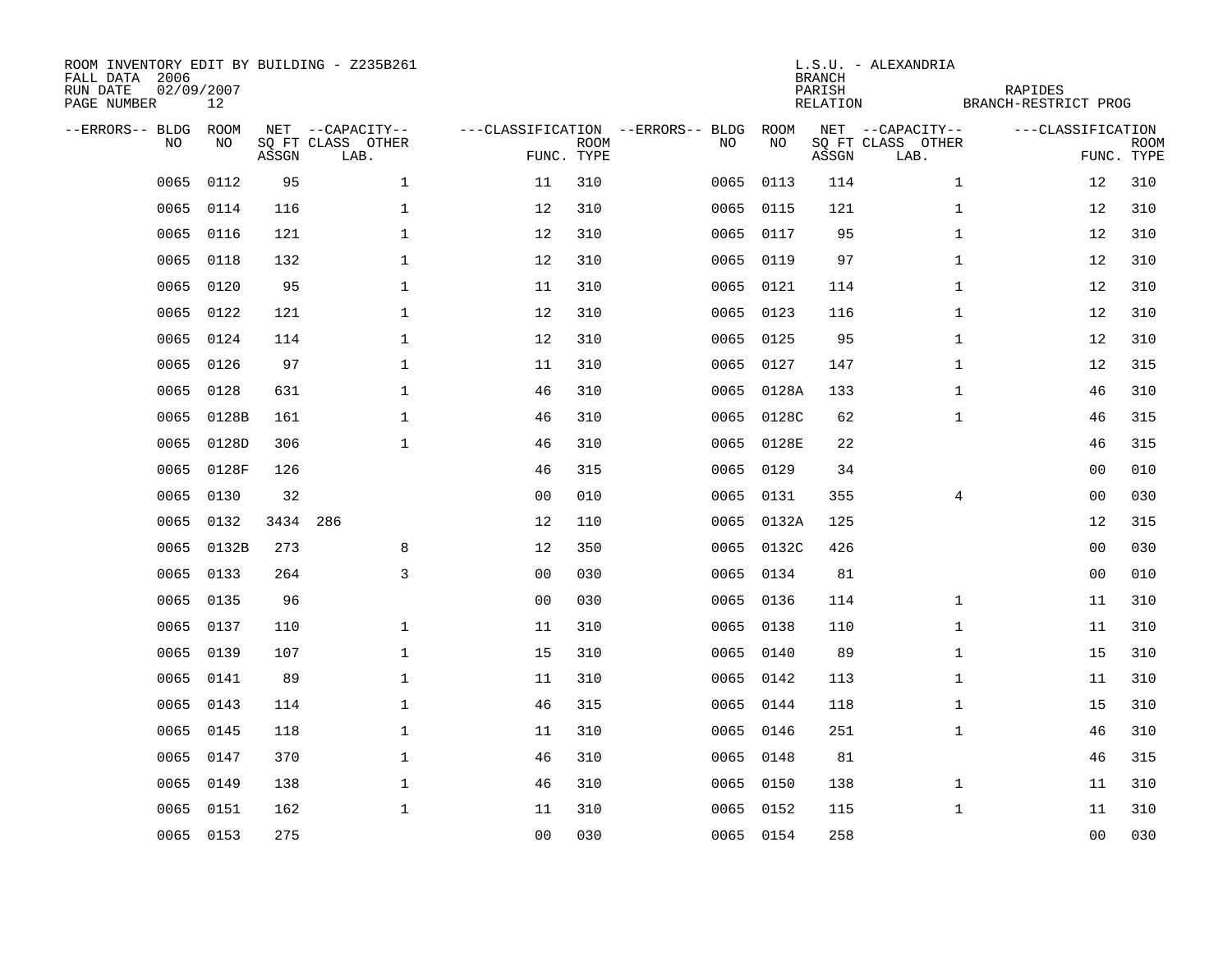ROOM INVENTORY EDIT BY BUILDING - Z235B261
FALL DATA 2006
RUN DATE 02/09/2007
PAGE NUMBER 12

L.S.U. - ALEXANDRIA
BRANCH
PARISH RAPIDES
RELATION BRANCH-RESTRICT PROG

| --ERRORS-- | BLDG NO | ROOM NO | NET SQ FT ASSGN | --CAPACITY-- CLASS | OTHER LAB. | ---CLASSIFICATION FUNC. | ROOM TYPE | --ERRORS-- | BLDG NO | ROOM NO | NET SQ FT ASSGN | --CAPACITY-- CLASS | OTHER LAB. | ---CLASSIFICATION FUNC. | ROOM TYPE |
|---|---|---|---|---|---|---|---|---|---|---|---|---|---|---|---|
| | 0065 | 0112 | 95 | | 1 | 11 | 310 | | 0065 | 0113 | 114 | | 1 | 12 | 310 |
| | 0065 | 0114 | 116 | | 1 | 12 | 310 | | 0065 | 0115 | 121 | | 1 | 12 | 310 |
| | 0065 | 0116 | 121 | | 1 | 12 | 310 | | 0065 | 0117 | 95 | | 1 | 12 | 310 |
| | 0065 | 0118 | 132 | | 1 | 12 | 310 | | 0065 | 0119 | 97 | | 1 | 12 | 310 |
| | 0065 | 0120 | 95 | | 1 | 11 | 310 | | 0065 | 0121 | 114 | | 1 | 12 | 310 |
| | 0065 | 0122 | 121 | | 1 | 12 | 310 | | 0065 | 0123 | 116 | | 1 | 12 | 310 |
| | 0065 | 0124 | 114 | | 1 | 12 | 310 | | 0065 | 0125 | 95 | | 1 | 12 | 310 |
| | 0065 | 0126 | 97 | | 1 | 11 | 310 | | 0065 | 0127 | 147 | | 1 | 12 | 315 |
| | 0065 | 0128 | 631 | | 1 | 46 | 310 | | 0065 | 0128A | 133 | | 1 | 46 | 310 |
| | 0065 | 0128B | 161 | | 1 | 46 | 310 | | 0065 | 0128C | 62 | | 1 | 46 | 315 |
| | 0065 | 0128D | 306 | | 1 | 46 | 310 | | 0065 | 0128E | 22 | | | 46 | 315 |
| | 0065 | 0128F | 126 | | | 46 | 315 | | 0065 | 0129 | 34 | | | 00 | 010 |
| | 0065 | 0130 | 32 | | | 00 | 010 | | 0065 | 0131 | 355 | | 4 | 00 | 030 |
| | 0065 | 0132 | 3434 | 286 | | 12 | 110 | | 0065 | 0132A | 125 | | | 12 | 315 |
| | 0065 | 0132B | 273 | | 8 | 12 | 350 | | 0065 | 0132C | 426 | | | 00 | 030 |
| | 0065 | 0133 | 264 | | 3 | 00 | 030 | | 0065 | 0134 | 81 | | | 00 | 010 |
| | 0065 | 0135 | 96 | | | 00 | 030 | | 0065 | 0136 | 114 | | 1 | 11 | 310 |
| | 0065 | 0137 | 110 | | 1 | 11 | 310 | | 0065 | 0138 | 110 | | 1 | 11 | 310 |
| | 0065 | 0139 | 107 | | 1 | 15 | 310 | | 0065 | 0140 | 89 | | 1 | 15 | 310 |
| | 0065 | 0141 | 89 | | 1 | 11 | 310 | | 0065 | 0142 | 113 | | 1 | 11 | 310 |
| | 0065 | 0143 | 114 | | 1 | 46 | 315 | | 0065 | 0144 | 118 | | 1 | 15 | 310 |
| | 0065 | 0145 | 118 | | 1 | 11 | 310 | | 0065 | 0146 | 251 | | 1 | 46 | 310 |
| | 0065 | 0147 | 370 | | 1 | 46 | 310 | | 0065 | 0148 | 81 | | | 46 | 315 |
| | 0065 | 0149 | 138 | | 1 | 46 | 310 | | 0065 | 0150 | 138 | | 1 | 11 | 310 |
| | 0065 | 0151 | 162 | | 1 | 11 | 310 | | 0065 | 0152 | 115 | | 1 | 11 | 310 |
| | 0065 | 0153 | 275 | | | 00 | 030 | | 0065 | 0154 | 258 | | | 00 | 030 |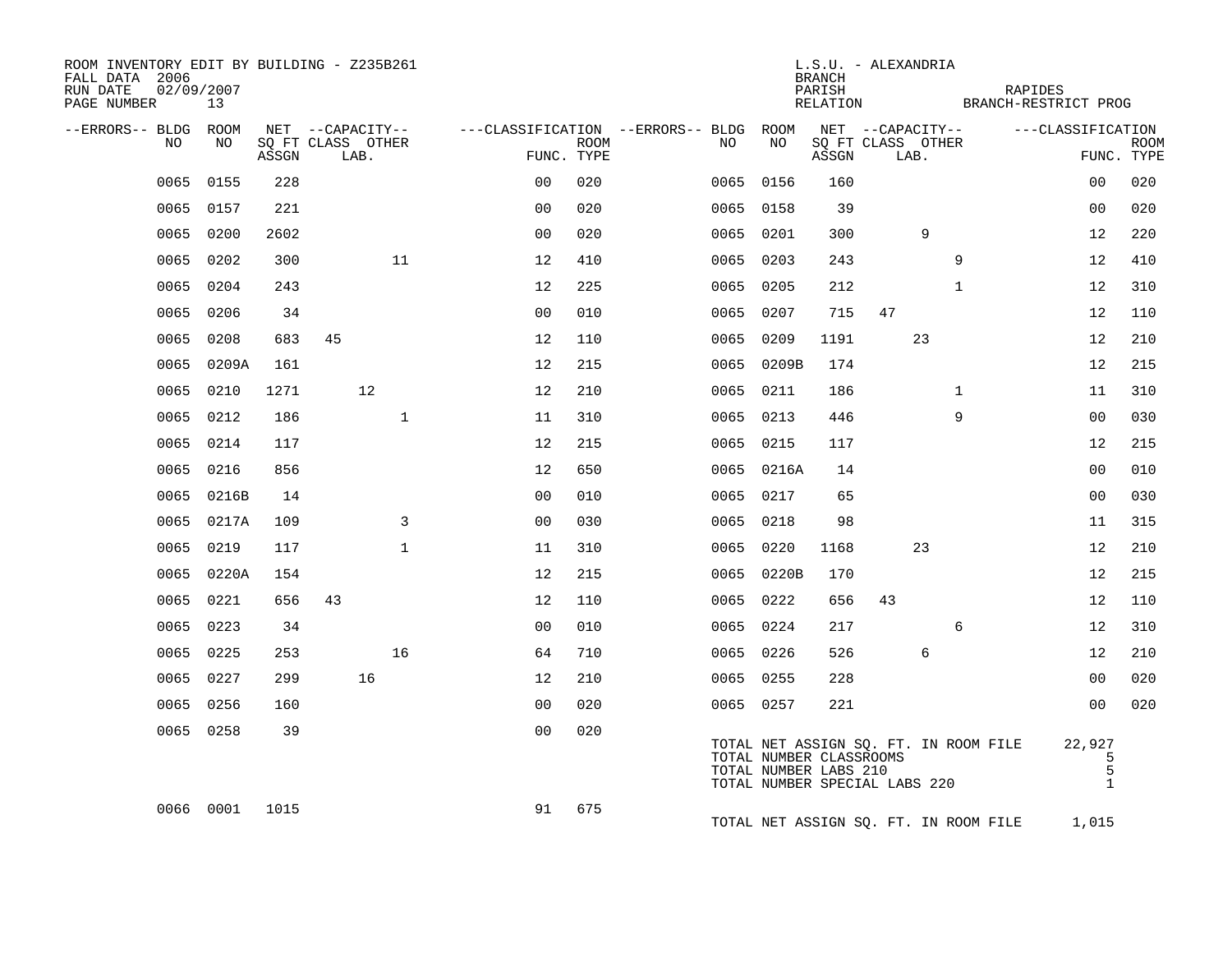ROOM INVENTORY EDIT BY BUILDING - Z235B261
FALL DATA 2006
RUN DATE 02/09/2007
PAGE NUMBER 13

L.S.U. - ALEXANDRIA
BRANCH
PARISH RAPIDES
RELATION BRANCH-RESTRICT PROG

| --ERRORS-- | BLDG NO | ROOM NO | NET SQ FT ASSGN | CAPACITY CLASS | CAPACITY LAB. | CAPACITY OTHER | CLASSIFICATION FUNC. | ROOM TYPE | --ERRORS-- | BLDG NO | ROOM NO | NET SQ FT ASSGN | CAPACITY CLASS | CAPACITY LAB. | CAPACITY OTHER | CLASSIFICATION FUNC. | ROOM TYPE |
|---|---|---|---|---|---|---|---|---|---|---|---|---|---|---|---|---|---|
| | 0065 | 0155 | 228 | | | | 00 | 020 | | 0065 | 0156 | 160 | | | | 00 | 020 |
| | 0065 | 0157 | 221 | | | | 00 | 020 | | 0065 | 0158 | 39 | | | | 00 | 020 |
| | 0065 | 0200 | 2602 | | | | 00 | 020 | | 0065 | 0201 | 300 | | 9 | | 12 | 220 |
| | 0065 | 0202 | 300 | | | 11 | 12 | 410 | | 0065 | 0203 | 243 | | | 9 | 12 | 410 |
| | 0065 | 0204 | 243 | | | | 12 | 225 | | 0065 | 0205 | 212 | | | 1 | 12 | 310 |
| | 0065 | 0206 | 34 | | | | 00 | 010 | | 0065 | 0207 | 715 | 47 | | | 12 | 110 |
| | 0065 | 0208 | 683 | 45 | | | 12 | 110 | | 0065 | 0209 | 1191 | | 23 | | 12 | 210 |
| | 0065 | 0209A | 161 | | | | 12 | 215 | | 0065 | 0209B | 174 | | | | 12 | 215 |
| | 0065 | 0210 | 1271 | | 12 | | 12 | 210 | | 0065 | 0211 | 186 | | | 1 | 11 | 310 |
| | 0065 | 0212 | 186 | | | 1 | 11 | 310 | | 0065 | 0213 | 446 | | | 9 | 00 | 030 |
| | 0065 | 0214 | 117 | | | | 12 | 215 | | 0065 | 0215 | 117 | | | | 12 | 215 |
| | 0065 | 0216 | 856 | | | | 12 | 650 | | 0065 | 0216A | 14 | | | | 00 | 010 |
| | 0065 | 0216B | 14 | | | | 00 | 010 | | 0065 | 0217 | 65 | | | | 00 | 030 |
| | 0065 | 0217A | 109 | | | 3 | 00 | 030 | | 0065 | 0218 | 98 | | | | 11 | 315 |
| | 0065 | 0219 | 117 | | | 1 | 11 | 310 | | 0065 | 0220 | 1168 | | 23 | | 12 | 210 |
| | 0065 | 0220A | 154 | | | | 12 | 215 | | 0065 | 0220B | 170 | | | | 12 | 215 |
| | 0065 | 0221 | 656 | 43 | | | 12 | 110 | | 0065 | 0222 | 656 | 43 | | | 12 | 110 |
| | 0065 | 0223 | 34 | | | | 00 | 010 | | 0065 | 0224 | 217 | | | 6 | 12 | 310 |
| | 0065 | 0225 | 253 | | | 16 | 64 | 710 | | 0065 | 0226 | 526 | | 6 | | 12 | 210 |
| | 0065 | 0227 | 299 | | 16 | | 12 | 210 | | 0065 | 0255 | 228 | | | | 00 | 020 |
| | 0065 | 0256 | 160 | | | | 00 | 020 | | 0065 | 0257 | 221 | | | | 00 | 020 |
| | 0065 | 0258 | 39 | | | | 00 | 020 | | | | | | | | | |

TOTAL NET ASSIGN SQ. FT. IN ROOM FILE 22,927
TOTAL NUMBER CLASSROOMS 5
TOTAL NUMBER LABS 210 5
TOTAL NUMBER SPECIAL LABS 220 1

| --ERRORS-- | BLDG NO | ROOM NO | NET SQ FT ASSGN | CAPACITY CLASS | CAPACITY LAB. | CAPACITY OTHER | CLASSIFICATION FUNC. | ROOM TYPE |
|---|---|---|---|---|---|---|---|---|
| | 0066 | 0001 | 1015 | | | | 91 | 675 |

TOTAL NET ASSIGN SQ. FT. IN ROOM FILE 1,015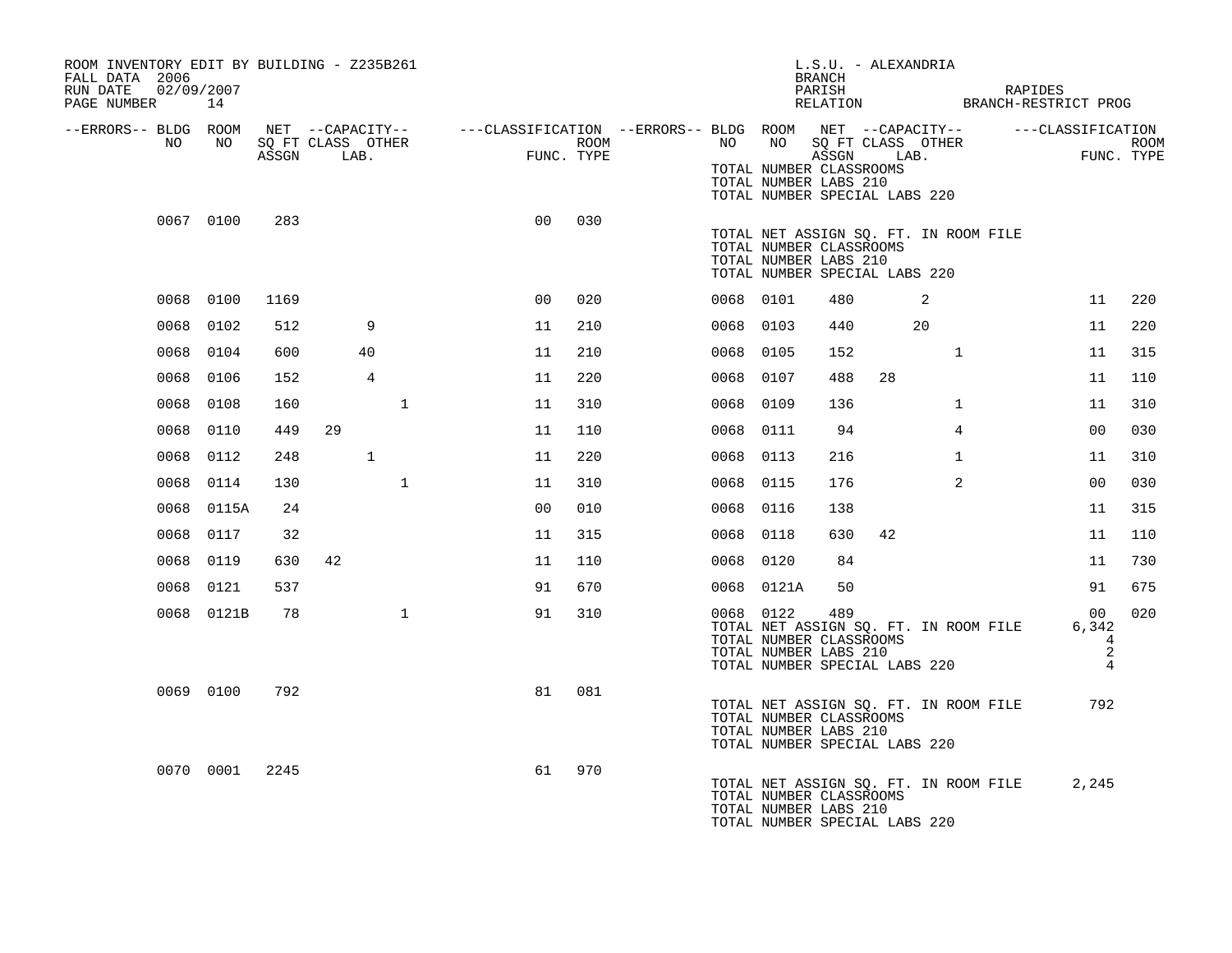ROOM INVENTORY EDIT BY BUILDING - Z235B261
FALL DATA 2006
RUN DATE 02/09/2007

L.S.U. - ALEXANDRIA
BRANCH
PARISH RAPIDES
RELATION BRANCH-RESTRICT PROG

| --ERRORS-- | BLDG NO | ROOM NO | NET SQ FT ASSGN | CAPACITY CLASS | CAPACITY LAB. | CAPACITY OTHER | CLASSIFICATION FUNC. | ROOM TYPE | --ERRORS-- | BLDG NO | ROOM NO | NET SQ FT ASSGN | CAPACITY CLASS | CAPACITY LAB. | CAPACITY OTHER | CLASSIFICATION FUNC. | ROOM TYPE |
|---|---|---|---|---|---|---|---|---|---|---|---|---|---|---|---|---|---|
| | | | | | | | | | | | TOTAL NUMBER CLASSROOMS | | | | | | |
| | | | | | | | | | | | TOTAL NUMBER LABS 210 | | | | | | |
| | | | | | | | | | | | TOTAL NUMBER SPECIAL LABS 220 | | | | | | |
| | 0067 | 0100 | 283 | | | | 00 | 030 | | | TOTAL NET ASSIGN SQ. FT. IN ROOM FILE | | | | | | |
| | | | | | | | | | | | TOTAL NUMBER CLASSROOMS | | | | | | |
| | | | | | | | | | | | TOTAL NUMBER LABS 210 | | | | | | |
| | | | | | | | | | | | TOTAL NUMBER SPECIAL LABS 220 | | | | | | |
| | 0068 | 0100 | 1169 | | | | 00 | 020 | | 0068 | 0101 | 480 | | 2 | | 11 | 220 |
| | 0068 | 0102 | 512 | | 9 | | 11 | 210 | | 0068 | 0103 | 440 | | 20 | | 11 | 220 |
| | 0068 | 0104 | 600 | | 40 | | 11 | 210 | | 0068 | 0105 | 152 | | | 1 | 11 | 315 |
| | 0068 | 0106 | 152 | | 4 | | 11 | 220 | | 0068 | 0107 | 488 | 28 | | | 11 | 110 |
| | 0068 | 0108 | 160 | | | 1 | 11 | 310 | | 0068 | 0109 | 136 | | | 1 | 11 | 310 |
| | 0068 | 0110 | 449 | 29 | | | 11 | 110 | | 0068 | 0111 | 94 | | | 4 | 00 | 030 |
| | 0068 | 0112 | 248 | | 1 | | 11 | 220 | | 0068 | 0113 | 216 | | | 1 | 11 | 310 |
| | 0068 | 0114 | 130 | | | 1 | 11 | 310 | | 0068 | 0115 | 176 | | | 2 | 00 | 030 |
| | 0068 | 0115A | 24 | | | | 00 | 010 | | 0068 | 0116 | 138 | | | | 11 | 315 |
| | 0068 | 0117 | 32 | | | | 11 | 315 | | 0068 | 0118 | 630 | 42 | | | 11 | 110 |
| | 0068 | 0119 | 630 | 42 | | | 11 | 110 | | 0068 | 0120 | 84 | | | | 11 | 730 |
| | 0068 | 0121 | 537 | | | | 91 | 670 | | 0068 | 0121A | 50 | | | | 91 | 675 |
| | 0068 | 0121B | 78 | | | 1 | 91 | 310 | | 0068 | 0122 | 489 | | | | 00 | 020 |
| | | | | | | | | | | | TOTAL NET ASSIGN SQ. FT. IN ROOM FILE | | | | | 6,342 | |
| | | | | | | | | | | | TOTAL NUMBER CLASSROOMS | | | | | 4 | |
| | | | | | | | | | | | TOTAL NUMBER LABS 210 | | | | | 2 | |
| | | | | | | | | | | | TOTAL NUMBER SPECIAL LABS 220 | | | | | 4 | |
| | 0069 | 0100 | 792 | | | | 81 | 081 | | | TOTAL NET ASSIGN SQ. FT. IN ROOM FILE | | | | | 792 | |
| | | | | | | | | | | | TOTAL NUMBER CLASSROOMS | | | | | | |
| | | | | | | | | | | | TOTAL NUMBER LABS 210 | | | | | | |
| | | | | | | | | | | | TOTAL NUMBER SPECIAL LABS 220 | | | | | | |
| | 0070 | 0001 | 2245 | | | | 61 | 970 | | | TOTAL NET ASSIGN SQ. FT. IN ROOM FILE | | | | | 2,245 | |
| | | | | | | | | | | | TOTAL NUMBER CLASSROOMS | | | | | | |
| | | | | | | | | | | | TOTAL NUMBER LABS 210 | | | | | | |
| | | | | | | | | | | | TOTAL NUMBER SPECIAL LABS 220 | | | | | | |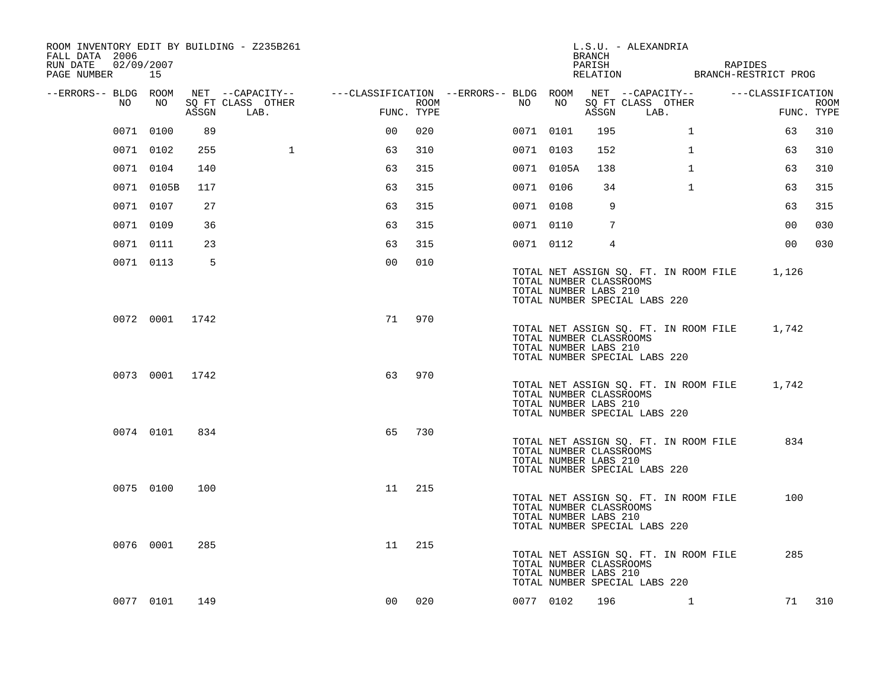ROOM INVENTORY EDIT BY BUILDING - Z235B261
FALL DATA 2006
RUN DATE 02/09/2007
PAGE NUMBER 15

L.S.U. - ALEXANDRIA
BRANCH
PARISH RAPIDES
RELATION BRANCH-RESTRICT PROG

| --ERRORS-- | BLDG NO | ROOM NO | NET SQ FT ASSGN | CAPACITY CLASS LAB. | CAPACITY OTHER | CLASSIFICATION FUNC. | ROOM TYPE | --ERRORS-- | BLDG NO | ROOM NO | NET SQ FT ASSGN | CAPACITY CLASS LAB. | CAPACITY OTHER | CLASSIFICATION FUNC. | ROOM TYPE |
|---|---|---|---|---|---|---|---|---|---|---|---|---|---|---|---|
| | 0071 | 0100 | 89 | | | 00 | 020 | | 0071 | 0101 | 195 | | 1 | 63 | 310 |
| | 0071 | 0102 | 255 | | 1 | 63 | 310 | | 0071 | 0103 | 152 | | 1 | 63 | 310 |
| | 0071 | 0104 | 140 | | | 63 | 315 | | 0071 | 0105A | 138 | | 1 | 63 | 310 |
| | 0071 | 0105B | 117 | | | 63 | 315 | | 0071 | 0106 | 34 | | 1 | 63 | 315 |
| | 0071 | 0107 | 27 | | | 63 | 315 | | 0071 | 0108 | 9 | | | 63 | 315 |
| | 0071 | 0109 | 36 | | | 63 | 315 | | 0071 | 0110 | 7 | | | 00 | 030 |
| | 0071 | 0111 | 23 | | | 63 | 315 | | 0071 | 0112 | 4 | | | 00 | 030 |
| | 0071 | 0113 | 5 | | | 00 | 010 | | | | | | | | |

TOTAL NET ASSIGN SQ. FT. IN ROOM FILE 1,126
TOTAL NUMBER CLASSROOMS
TOTAL NUMBER LABS 210
TOTAL NUMBER SPECIAL LABS 220

| --ERRORS-- | BLDG NO | ROOM NO | NET SQ FT ASSGN | CAPACITY CLASS LAB. | CAPACITY OTHER | CLASSIFICATION FUNC. | ROOM TYPE |
|---|---|---|---|---|---|---|---|
| | 0072 | 0001 | 1742 | | | 71 | 970 |

TOTAL NET ASSIGN SQ. FT. IN ROOM FILE 1,742
TOTAL NUMBER CLASSROOMS
TOTAL NUMBER LABS 210
TOTAL NUMBER SPECIAL LABS 220

| --ERRORS-- | BLDG NO | ROOM NO | NET SQ FT ASSGN | CAPACITY CLASS LAB. | CAPACITY OTHER | CLASSIFICATION FUNC. | ROOM TYPE |
|---|---|---|---|---|---|---|---|
| | 0073 | 0001 | 1742 | | | 63 | 970 |

TOTAL NET ASSIGN SQ. FT. IN ROOM FILE 1,742
TOTAL NUMBER CLASSROOMS
TOTAL NUMBER LABS 210
TOTAL NUMBER SPECIAL LABS 220

| --ERRORS-- | BLDG NO | ROOM NO | NET SQ FT ASSGN | CAPACITY CLASS LAB. | CAPACITY OTHER | CLASSIFICATION FUNC. | ROOM TYPE |
|---|---|---|---|---|---|---|---|
| | 0074 | 0101 | 834 | | | 65 | 730 |

TOTAL NET ASSIGN SQ. FT. IN ROOM FILE 834
TOTAL NUMBER CLASSROOMS
TOTAL NUMBER LABS 210
TOTAL NUMBER SPECIAL LABS 220

| --ERRORS-- | BLDG NO | ROOM NO | NET SQ FT ASSGN | CAPACITY CLASS LAB. | CAPACITY OTHER | CLASSIFICATION FUNC. | ROOM TYPE |
|---|---|---|---|---|---|---|---|
| | 0075 | 0100 | 100 | | | 11 | 215 |

TOTAL NET ASSIGN SQ. FT. IN ROOM FILE 100
TOTAL NUMBER CLASSROOMS
TOTAL NUMBER LABS 210
TOTAL NUMBER SPECIAL LABS 220

| --ERRORS-- | BLDG NO | ROOM NO | NET SQ FT ASSGN | CAPACITY CLASS LAB. | CAPACITY OTHER | CLASSIFICATION FUNC. | ROOM TYPE |
|---|---|---|---|---|---|---|---|
| | 0076 | 0001 | 285 | | | 11 | 215 |

TOTAL NET ASSIGN SQ. FT. IN ROOM FILE 285
TOTAL NUMBER CLASSROOMS
TOTAL NUMBER LABS 210
TOTAL NUMBER SPECIAL LABS 220

| --ERRORS-- | BLDG NO | ROOM NO | NET SQ FT ASSGN | CAPACITY CLASS LAB. | CAPACITY OTHER | CLASSIFICATION FUNC. | ROOM TYPE | --ERRORS-- | BLDG NO | ROOM NO | NET SQ FT ASSGN | CAPACITY CLASS LAB. | CAPACITY OTHER | CLASSIFICATION FUNC. | ROOM TYPE |
|---|---|---|---|---|---|---|---|---|---|---|---|---|---|---|---|
| | 0077 | 0101 | 149 | | | 00 | 020 | | 0077 | 0102 | 196 | | 1 | 71 | 310 |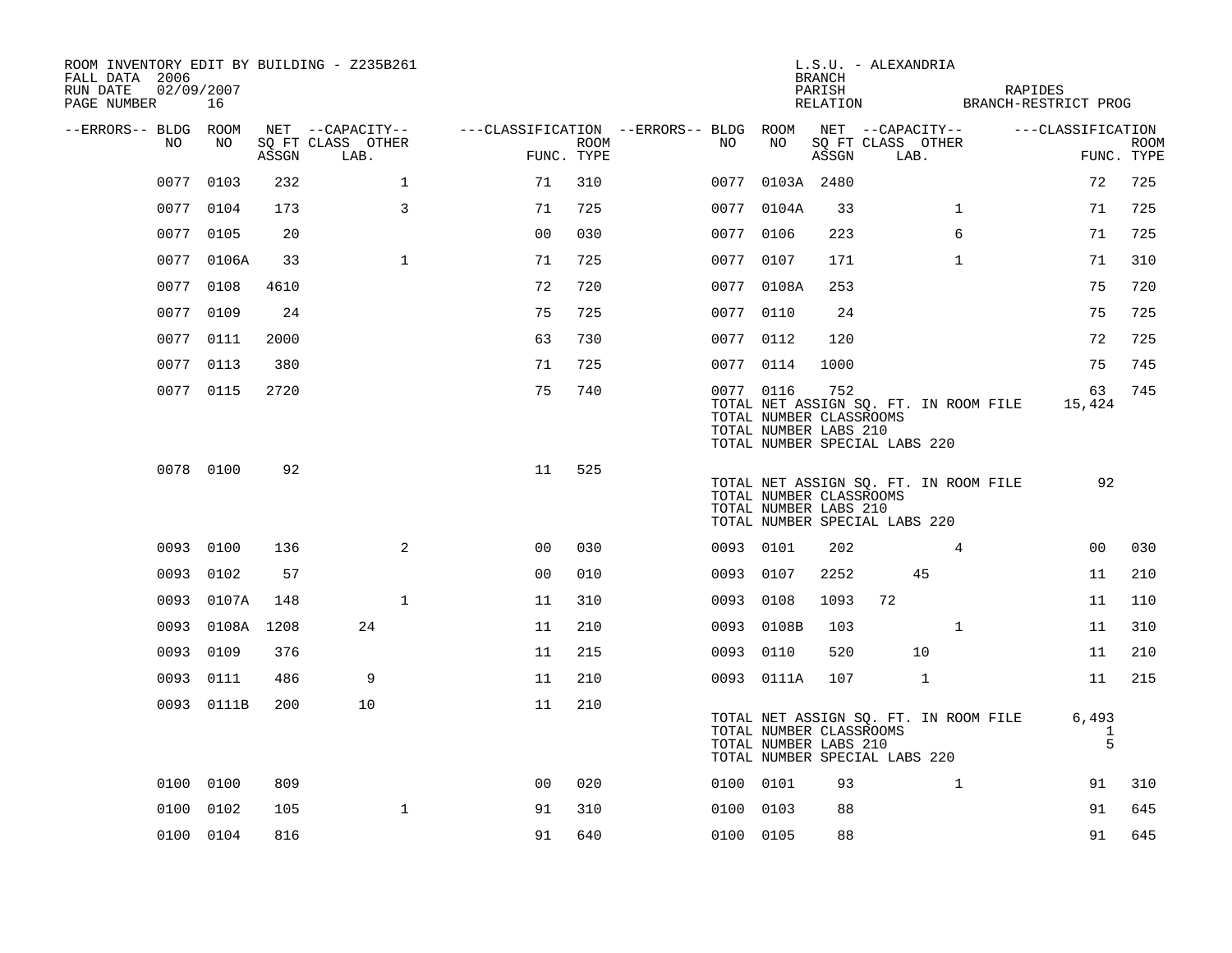ROOM INVENTORY EDIT BY BUILDING - Z235B261
FALL DATA 2006
RUN DATE 02/09/2007
PAGE NUMBER 16

L.S.U. - ALEXANDRIA
BRANCH
PARISH RAPIDES
RELATION BRANCH-RESTRICT PROG

| --ERRORS-- | BLDG NO | ROOM NO | NET SQ FT ASSGN | --CAPACITY-- CLASS LAB. | OTHER | ---CLASSIFICATION FUNC. | ROOM TYPE | --ERRORS-- | BLDG NO | ROOM NO | NET SQ FT ASSGN | --CAPACITY-- CLASS LAB. | OTHER | ---CLASSIFICATION FUNC. | ROOM TYPE |
|---|---|---|---|---|---|---|---|---|---|---|---|---|---|---|---|
| | 0077 | 0103 | 232 | | 1 | 71 | 310 | | 0077 | 0103A | 2480 | | | 72 | 725 |
| | 0077 | 0104 | 173 | | 3 | 71 | 725 | | 0077 | 0104A | 33 | | 1 | 71 | 725 |
| | 0077 | 0105 | 20 | | | 00 | 030 | | 0077 | 0106 | 223 | | 6 | 71 | 725 |
| | 0077 | 0106A | 33 | | 1 | 71 | 725 | | 0077 | 0107 | 171 | | 1 | 71 | 310 |
| | 0077 | 0108 | 4610 | | | 72 | 720 | | 0077 | 0108A | 253 | | | 75 | 720 |
| | 0077 | 0109 | 24 | | | 75 | 725 | | 0077 | 0110 | 24 | | | 75 | 725 |
| | 0077 | 0111 | 2000 | | | 63 | 730 | | 0077 | 0112 | 120 | | | 72 | 725 |
| | 0077 | 0113 | 380 | | | 71 | 725 | | 0077 | 0114 | 1000 | | | 75 | 745 |
| | 0077 | 0115 | 2720 | | | 75 | 740 | | 0077 | 0116 | 752 | | | 63 | 745 |
| | | | | | | | | | TOTAL NET ASSIGN SQ. FT. IN ROOM FILE | | | | | 15,424 | |
| | | | | | | | | | TOTAL NUMBER CLASSROOMS | | | | | | |
| | | | | | | | | | TOTAL NUMBER LABS 210 | | | | | | |
| | | | | | | | | | TOTAL NUMBER SPECIAL LABS 220 | | | | | | |
| | 0078 | 0100 | 92 | | | 11 | 525 | | | | | | | | |
| | | | | | | | | | TOTAL NET ASSIGN SQ. FT. IN ROOM FILE | | | | | 92 | |
| | | | | | | | | | TOTAL NUMBER CLASSROOMS | | | | | | |
| | | | | | | | | | TOTAL NUMBER LABS 210 | | | | | | |
| | | | | | | | | | TOTAL NUMBER SPECIAL LABS 220 | | | | | | |
| | 0093 | 0100 | 136 | | 2 | 00 | 030 | | 0093 | 0101 | 202 | | 4 | 00 | 030 |
| | 0093 | 0102 | 57 | | | 00 | 010 | | 0093 | 0107 | 2252 | 45 | | 11 | 210 |
| | 0093 | 0107A | 148 | | 1 | 11 | 310 | | 0093 | 0108 | 1093 | 72 | | 11 | 110 |
| | 0093 | 0108A | 1208 | 24 | | 11 | 210 | | 0093 | 0108B | 103 | | 1 | 11 | 310 |
| | 0093 | 0109 | 376 | | | 11 | 215 | | 0093 | 0110 | 520 | 10 | | 11 | 210 |
| | 0093 | 0111 | 486 | 9 | | 11 | 210 | | 0093 | 0111A | 107 | 1 | | 11 | 215 |
| | 0093 | 0111B | 200 | 10 | | 11 | 210 | | | | | | | | |
| | | | | | | | | | TOTAL NET ASSIGN SQ. FT. IN ROOM FILE | | | | | 6,493 | |
| | | | | | | | | | TOTAL NUMBER CLASSROOMS | | | | | 1 | |
| | | | | | | | | | TOTAL NUMBER LABS 210 | | | | | 5 | |
| | | | | | | | | | TOTAL NUMBER SPECIAL LABS 220 | | | | | | |
| | 0100 | 0100 | 809 | | | 00 | 020 | | 0100 | 0101 | 93 | | 1 | 91 | 310 |
| | 0100 | 0102 | 105 | | 1 | 91 | 310 | | 0100 | 0103 | 88 | | | 91 | 645 |
| | 0100 | 0104 | 816 | | | 91 | 640 | | 0100 | 0105 | 88 | | | 91 | 645 |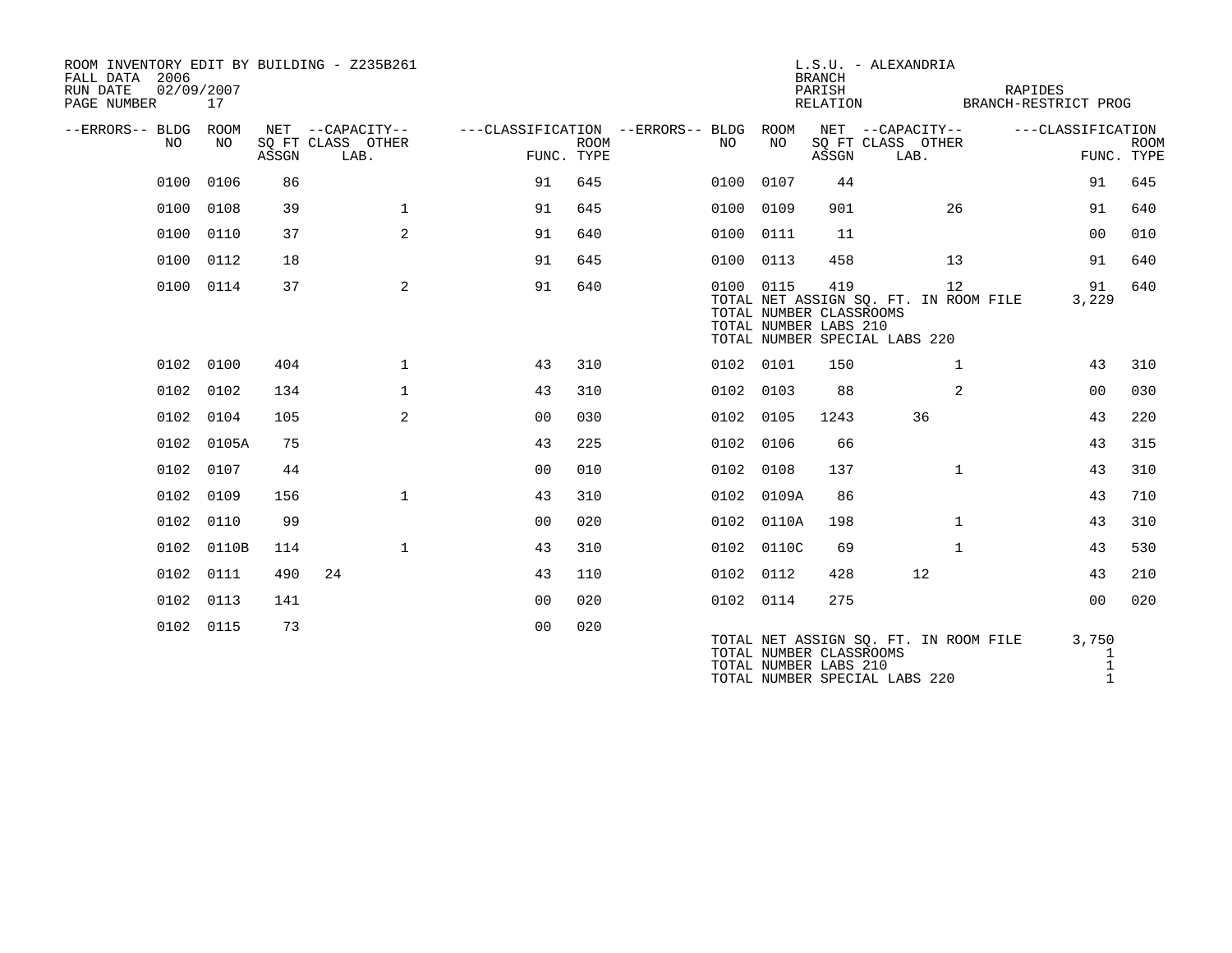ROOM INVENTORY EDIT BY BUILDING - Z235B261
FALL DATA 2006
RUN DATE 02/09/2007
PAGE NUMBER 17

L.S.U. - ALEXANDRIA
BRANCH
PARISH RAPIDES
RELATION BRANCH-RESTRICT PROG

| --ERRORS-- | BLDG NO | ROOM NO | NET SQ FT ASSGN | --CAPACITY-- CLASS | OTHER LAB. | ---CLASSIFICATION FUNC. | ROOM TYPE | --ERRORS-- | BLDG NO | ROOM NO | NET SQ FT ASSGN | --CAPACITY-- CLASS | OTHER LAB. | ---CLASSIFICATION FUNC. | ROOM TYPE |
|---|---|---|---|---|---|---|---|---|---|---|---|---|---|---|---|
| | 0100 | 0106 | 86 | | | 91 | 645 | | 0100 | 0107 | 44 | | | 91 | 645 |
| | 0100 | 0108 | 39 | | 1 | 91 | 645 | | 0100 | 0109 | 901 | | 26 | 91 | 640 |
| | 0100 | 0110 | 37 | | 2 | 91 | 640 | | 0100 | 0111 | 11 | | | 00 | 010 |
| | 0100 | 0112 | 18 | | | 91 | 645 | | 0100 | 0113 | 458 | | 13 | 91 | 640 |
| | 0100 | 0114 | 37 | | 2 | 91 | 640 | | 0100 | 0115 | 419 | | 12 | 91 | 640 |

TOTAL NET ASSIGN SQ. FT. IN ROOM FILE 3,229
TOTAL NUMBER CLASSROOMS
TOTAL NUMBER LABS 210
TOTAL NUMBER SPECIAL LABS 220

| --ERRORS-- | BLDG NO | ROOM NO | NET SQ FT ASSGN | --CAPACITY-- CLASS | OTHER LAB. | ---CLASSIFICATION FUNC. | ROOM TYPE | --ERRORS-- | BLDG NO | ROOM NO | NET SQ FT ASSGN | --CAPACITY-- CLASS | OTHER LAB. | ---CLASSIFICATION FUNC. | ROOM TYPE |
|---|---|---|---|---|---|---|---|---|---|---|---|---|---|---|---|
| | 0102 | 0100 | 404 | | 1 | 43 | 310 | | 0102 | 0101 | 150 | | 1 | 43 | 310 |
| | 0102 | 0102 | 134 | | 1 | 43 | 310 | | 0102 | 0103 | 88 | | 2 | 00 | 030 |
| | 0102 | 0104 | 105 | | 2 | 00 | 030 | | 0102 | 0105 | 1243 | 36 | | 43 | 220 |
| | 0102 | 0105A | 75 | | | 43 | 225 | | 0102 | 0106 | 66 | | | 43 | 315 |
| | 0102 | 0107 | 44 | | | 00 | 010 | | 0102 | 0108 | 137 | | 1 | 43 | 310 |
| | 0102 | 0109 | 156 | | 1 | 43 | 310 | | 0102 | 0109A | 86 | | | 43 | 710 |
| | 0102 | 0110 | 99 | | | 00 | 020 | | 0102 | 0110A | 198 | | 1 | 43 | 310 |
| | 0102 | 0110B | 114 | | 1 | 43 | 310 | | 0102 | 0110C | 69 | | 1 | 43 | 530 |
| | 0102 | 0111 | 490 | 24 | | 43 | 110 | | 0102 | 0112 | 428 | 12 | | 43 | 210 |
| | 0102 | 0113 | 141 | | | 00 | 020 | | 0102 | 0114 | 275 | | | 00 | 020 |
| | 0102 | 0115 | 73 | | | 00 | 020 | | | | | | | | |

TOTAL NET ASSIGN SQ. FT. IN ROOM FILE 3,750
TOTAL NUMBER CLASSROOMS 1
TOTAL NUMBER LABS 210 1
TOTAL NUMBER SPECIAL LABS 220 1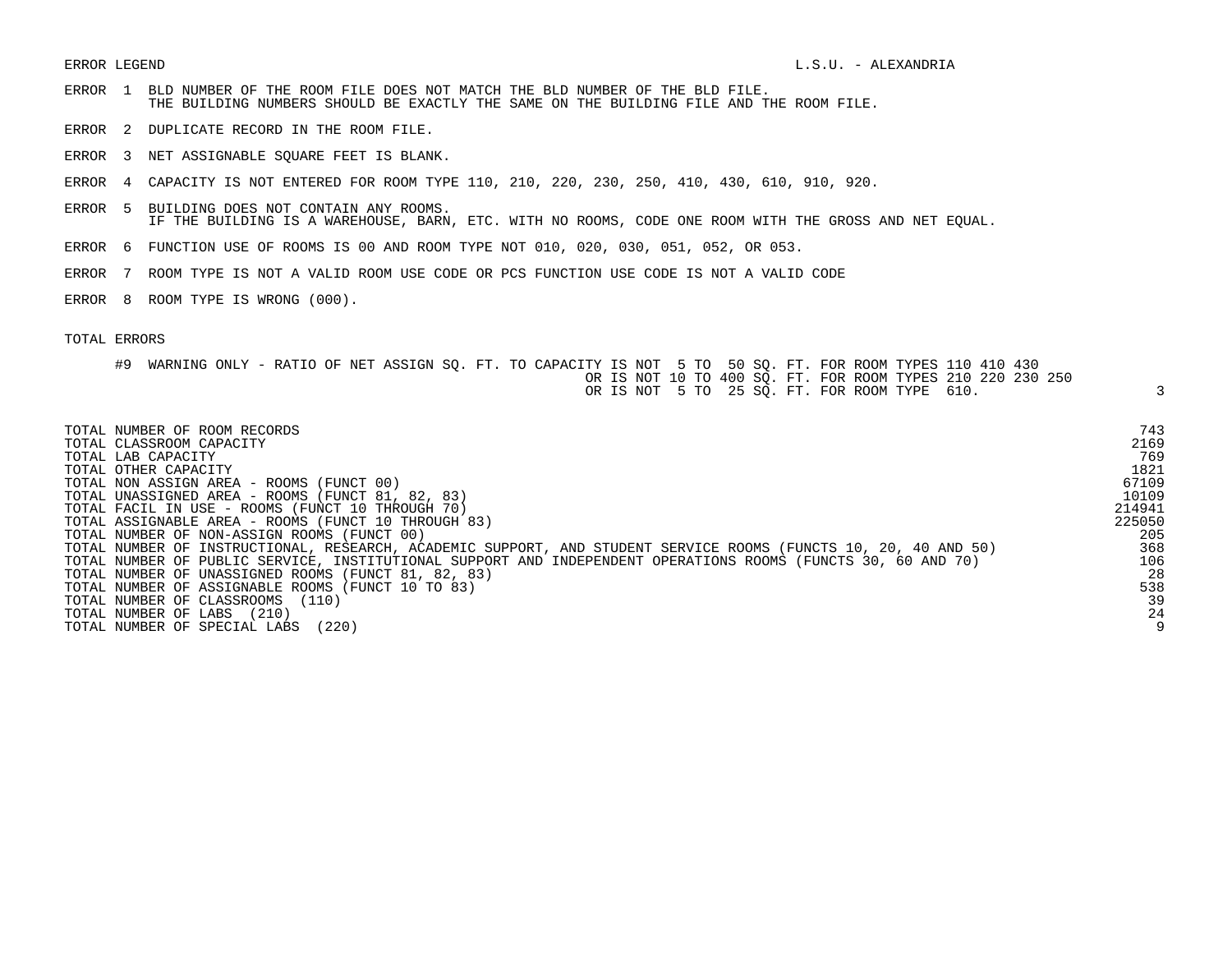ERROR LEGEND

L.S.U. - ALEXANDRIA

ERROR 1 BLD NUMBER OF THE ROOM FILE DOES NOT MATCH THE BLD NUMBER OF THE BLD FILE.
THE BUILDING NUMBERS SHOULD BE EXACTLY THE SAME ON THE BUILDING FILE AND THE ROOM FILE.

ERROR 2 DUPLICATE RECORD IN THE ROOM FILE.

ERROR 3 NET ASSIGNABLE SQUARE FEET IS BLANK.

ERROR 4 CAPACITY IS NOT ENTERED FOR ROOM TYPE 110, 210, 220, 230, 250, 410, 430, 610, 910, 920.

ERROR 5 BUILDING DOES NOT CONTAIN ANY ROOMS.
IF THE BUILDING IS A WAREHOUSE, BARN, ETC. WITH NO ROOMS, CODE ONE ROOM WITH THE GROSS AND NET EQUAL.

ERROR 6 FUNCTION USE OF ROOMS IS 00 AND ROOM TYPE NOT 010, 020, 030, 051, 052, OR 053.

ERROR 7 ROOM TYPE IS NOT A VALID ROOM USE CODE OR PCS FUNCTION USE CODE IS NOT A VALID CODE

ERROR 8 ROOM TYPE IS WRONG (000).

TOTAL ERRORS

| | |
|---|---|
| #9 WARNING ONLY - RATIO OF NET ASSIGN SQ. FT. TO CAPACITY IS NOT 5 TO 50 SQ. FT. FOR ROOM TYPES 110 410 430 OR IS NOT 10 TO 400 SQ. FT. FOR ROOM TYPES 210 220 230 250 OR IS NOT 5 TO 25 SQ. FT. FOR ROOM TYPE 610. | 3 |

| | |
|---|---|
| TOTAL NUMBER OF ROOM RECORDS | 743 |
| TOTAL CLASSROOM CAPACITY | 2169 |
| TOTAL LAB CAPACITY | 769 |
| TOTAL OTHER CAPACITY | 1821 |
| TOTAL NON ASSIGN AREA - ROOMS (FUNCT 00) | 67109 |
| TOTAL UNASSIGNED AREA - ROOMS (FUNCT 81, 82, 83) | 10109 |
| TOTAL FACIL IN USE - ROOMS (FUNCT 10 THROUGH 70) | 214941 |
| TOTAL ASSIGNABLE AREA - ROOMS (FUNCT 10 THROUGH 83) | 225050 |
| TOTAL NUMBER OF NON-ASSIGN ROOMS (FUNCT 00) | 205 |
| TOTAL NUMBER OF INSTRUCTIONAL, RESEARCH, ACADEMIC SUPPORT, AND STUDENT SERVICE ROOMS (FUNCTS 10, 20, 40 AND 50) | 368 |
| TOTAL NUMBER OF PUBLIC SERVICE, INSTITUTIONAL SUPPORT AND INDEPENDENT OPERATIONS ROOMS (FUNCTS 30, 60 AND 70) | 106 |
| TOTAL NUMBER OF UNASSIGNED ROOMS (FUNCT 81, 82, 83) | 28 |
| TOTAL NUMBER OF ASSIGNABLE ROOMS (FUNCT 10 TO 83) | 538 |
| TOTAL NUMBER OF CLASSROOMS (110) | 39 |
| TOTAL NUMBER OF LABS (210) | 24 |
| TOTAL NUMBER OF SPECIAL LABS (220) | 9 |